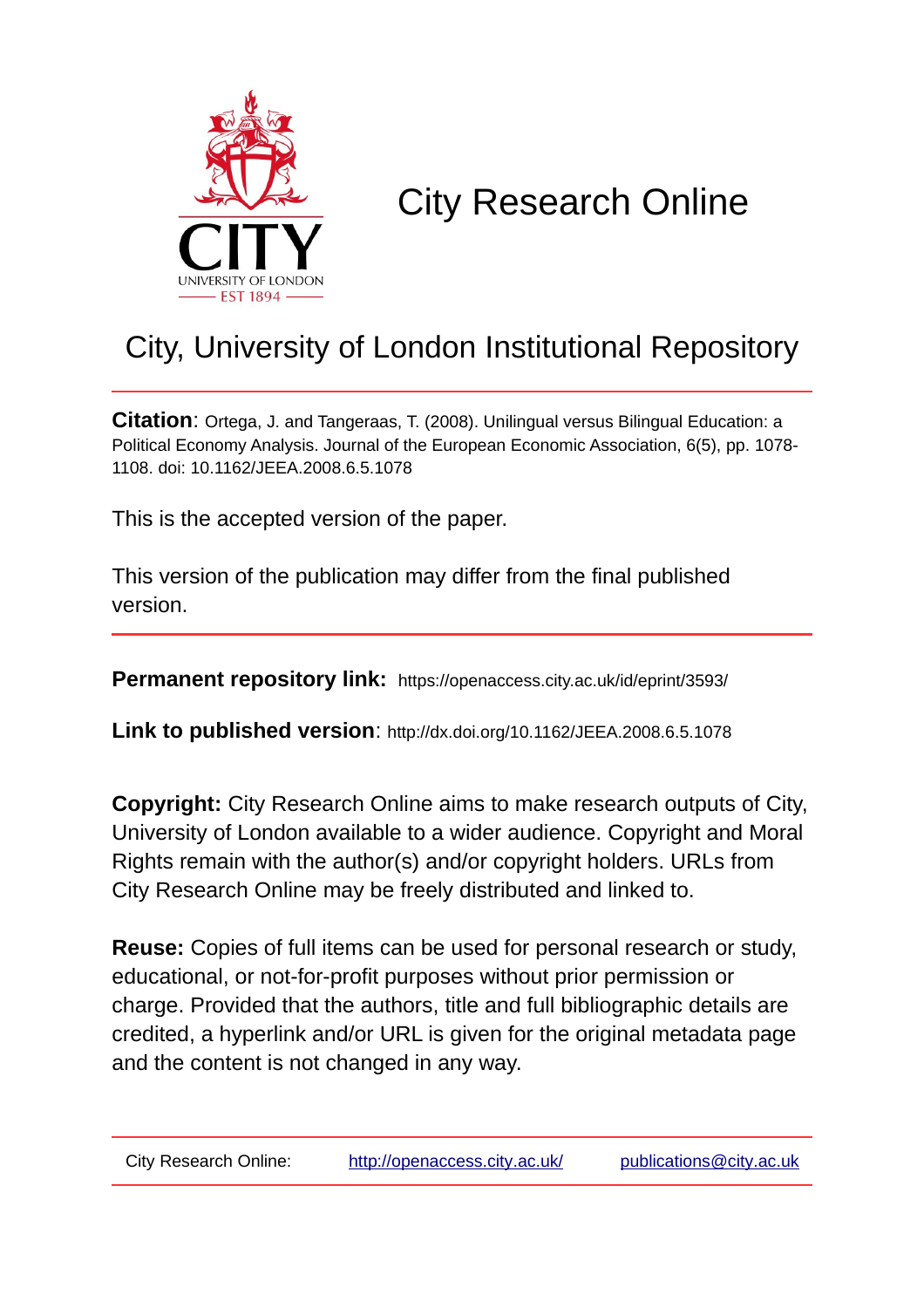# City Research Online

## City, University of London Institutional Repository

**Citation**: Ortega, J. and Tangeraas, T. (2008). Unilingual versus Bilingual Education: a Political Economy Analysis. Journal of the European Economic Association, 6(5), pp. 1078-1108. doi: 10.1162/JEEA.2008.6.5.1078

This is the accepted version of the paper.

This version of the publication may differ from the final published version.

**Permanent repository link:** https://openaccess.city.ac.uk/id/eprint/3593/

**Link to published version**: http://dx.doi.org/10.1162/JEEA.2008.6.5.1078

**Copyright:** City Research Online aims to make research outputs of City, University of London available to a wider audience. Copyright and Moral Rights remain with the author(s) and/or copyright holders. URLs from City Research Online may be freely distributed and linked to.

**Reuse:** Copies of full items can be used for personal research or study, educational, or not-for-profit purposes without prior permission or charge. Provided that the authors, title and full bibliographic details are credited, a hyperlink and/or URL is given for the original metadata page and the content is not changed in any way.

City Research Online: http://openaccess.city.ac.uk/ publications@city.ac.uk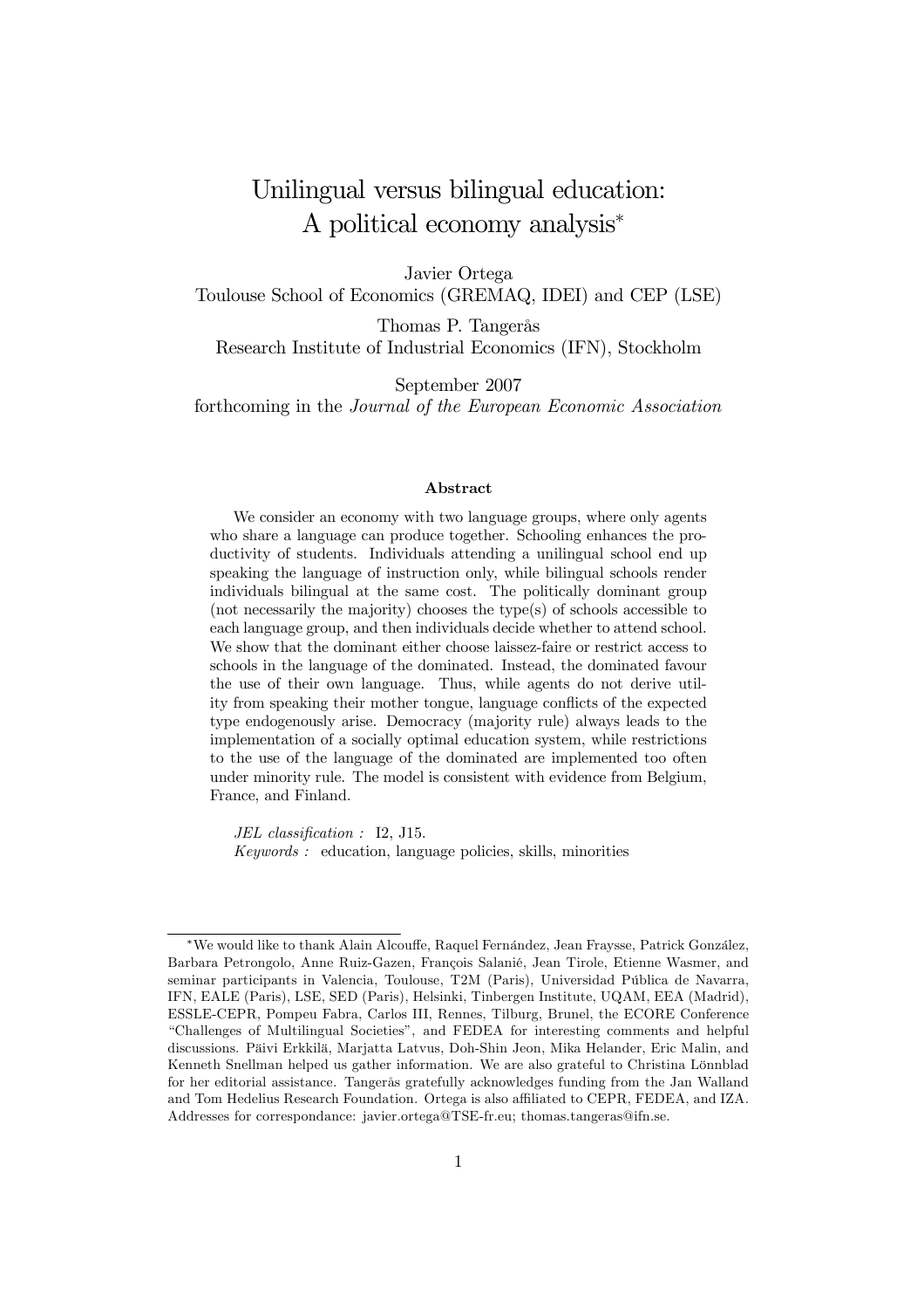# Unilingual versus bilingual education: A political economy analysis*

Javier Ortega
Toulouse School of Economics (GREMAQ, IDEI) and CEP (LSE)

Thomas P. Tangerås
Research Institute of Industrial Economics (IFN), Stockholm

September 2007
forthcoming in the *Journal of the European Economic Association*

### Abstract

We consider an economy with two language groups, where only agents who share a language can produce together. Schooling enhances the productivity of students. Individuals attending a unilingual school end up speaking the language of instruction only, while bilingual schools render individuals bilingual at the same cost. The politically dominant group (not necessarily the majority) chooses the type(s) of schools accessible to each language group, and then individuals decide whether to attend school. We show that the dominant either choose laissez-faire or restrict access to schools in the language of the dominated. Instead, the dominated favour the use of their own language. Thus, while agents do not derive utility from speaking their mother tongue, language conflicts of the expected type endogenously arise. Democracy (majority rule) always leads to the implementation of a socially optimal education system, while restrictions to the use of the language of the dominated are implemented too often under minority rule. The model is consistent with evidence from Belgium, France, and Finland.

*JEL classification :* I2, J15.
*Keywords :* education, language policies, skills, minorities

---

*We would like to thank Alain Alcouffe, Raquel Fernández, Jean Fraysse, Patrick González, Barbara Petrongolo, Anne Ruiz-Gazen, François Salanié, Jean Tirole, Etienne Wasmer, and seminar participants in Valencia, Toulouse, T2M (Paris), Universidad Pública de Navarra, IFN, EALE (Paris), LSE, SED (Paris), Helsinki, Tinbergen Institute, UQAM, EEA (Madrid), ESSLE-CEPR, Pompeu Fabra, Carlos III, Rennes, Tilburg, Brunel, the ECORE Conference "Challenges of Multilingual Societies", and FEDEA for interesting comments and helpful discussions. Päivi Erkkilä, Marjatta Latvus, Doh-Shin Jeon, Mika Helander, Eric Malin, and Kenneth Snellman helped us gather information. We are also grateful to Christina Lönnblad for her editorial assistance. Tangerås gratefully acknowledges funding from the Jan Walland and Tom Hedelius Research Foundation. Ortega is also affiliated to CEPR, FEDEA, and IZA. Addresses for correspondance: javier.ortega@TSE-fr.eu; thomas.tangeras@ifn.se.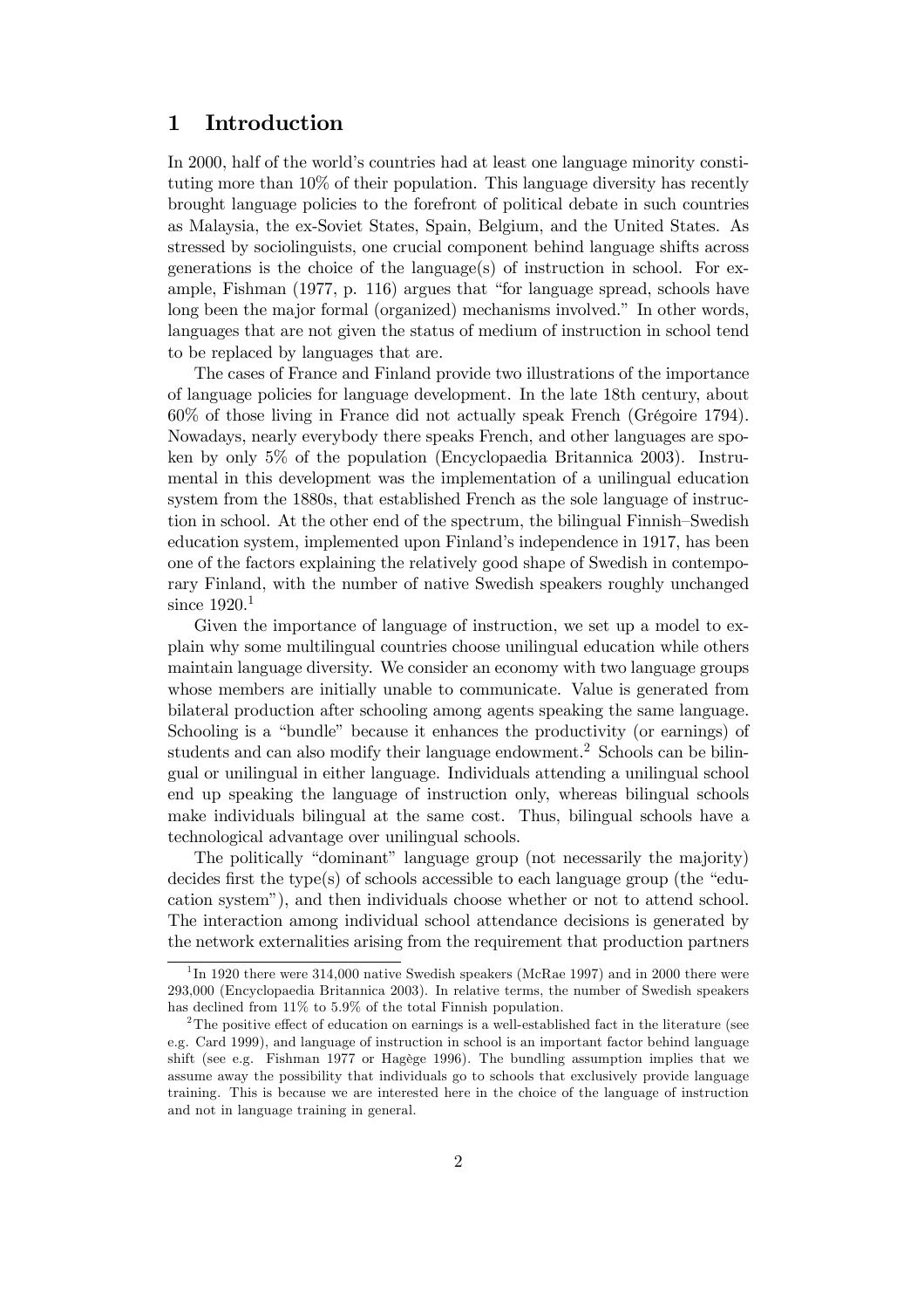# 1 Introduction

In 2000, half of the world's countries had at least one language minority constituting more than 10% of their population. This language diversity has recently brought language policies to the forefront of political debate in such countries as Malaysia, the ex-Soviet States, Spain, Belgium, and the United States. As stressed by sociolinguists, one crucial component behind language shifts across generations is the choice of the language(s) of instruction in school. For example, Fishman (1977, p. 116) argues that "for language spread, schools have long been the major formal (organized) mechanisms involved." In other words, languages that are not given the status of medium of instruction in school tend to be replaced by languages that are.

The cases of France and Finland provide two illustrations of the importance of language policies for language development. In the late 18th century, about 60% of those living in France did not actually speak French (Grégoire 1794). Nowadays, nearly everybody there speaks French, and other languages are spoken by only 5% of the population (Encyclopaedia Britannica 2003). Instrumental in this development was the implementation of a unilingual education system from the 1880s, that established French as the sole language of instruction in school. At the other end of the spectrum, the bilingual Finnish–Swedish education system, implemented upon Finland's independence in 1917, has been one of the factors explaining the relatively good shape of Swedish in contemporary Finland, with the number of native Swedish speakers roughly unchanged since 1920.[1]

Given the importance of language of instruction, we set up a model to explain why some multilingual countries choose unilingual education while others maintain language diversity. We consider an economy with two language groups whose members are initially unable to communicate. Value is generated from bilateral production after schooling among agents speaking the same language. Schooling is a "bundle" because it enhances the productivity (or earnings) of students and can also modify their language endowment.[2] Schools can be bilingual or unilingual in either language. Individuals attending a unilingual school end up speaking the language of instruction only, whereas bilingual schools make individuals bilingual at the same cost. Thus, bilingual schools have a technological advantage over unilingual schools.

The politically "dominant" language group (not necessarily the majority) decides first the type(s) of schools accessible to each language group (the "education system"), and then individuals choose whether or not to attend school. The interaction among individual school attendance decisions is generated by the network externalities arising from the requirement that production partners

---

[1] In 1920 there were 314,000 native Swedish speakers (McRae 1997) and in 2000 there were 293,000 (Encyclopaedia Britannica 2003). In relative terms, the number of Swedish speakers has declined from 11% to 5.9% of the total Finnish population.

[2] The positive effect of education on earnings is a well-established fact in the literature (see e.g. Card 1999), and language of instruction in school is an important factor behind language shift (see e.g. Fishman 1977 or Hagège 1996). The bundling assumption implies that we assume away the possibility that individuals go to schools that exclusively provide language training. This is because we are interested here in the choice of the language of instruction and not in language training in general.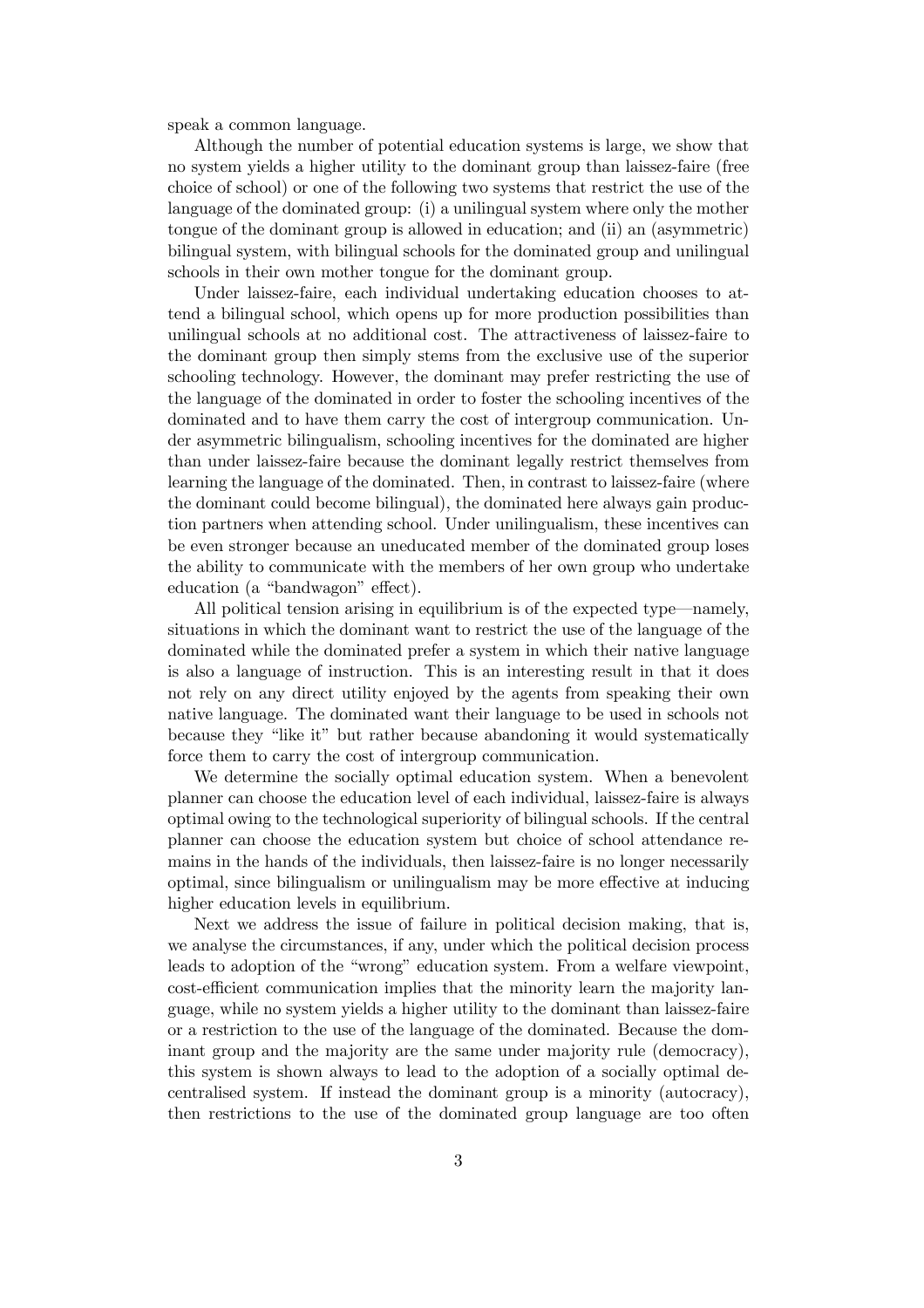speak a common language.

Although the number of potential education systems is large, we show that no system yields a higher utility to the dominant group than laissez-faire (free choice of school) or one of the following two systems that restrict the use of the language of the dominated group: (i) a unilingual system where only the mother tongue of the dominant group is allowed in education; and (ii) an (asymmetric) bilingual system, with bilingual schools for the dominated group and unilingual schools in their own mother tongue for the dominant group.

Under laissez-faire, each individual undertaking education chooses to attend a bilingual school, which opens up for more production possibilities than unilingual schools at no additional cost. The attractiveness of laissez-faire to the dominant group then simply stems from the exclusive use of the superior schooling technology. However, the dominant may prefer restricting the use of the language of the dominated in order to foster the schooling incentives of the dominated and to have them carry the cost of intergroup communication. Under asymmetric bilingualism, schooling incentives for the dominated are higher than under laissez-faire because the dominant legally restrict themselves from learning the language of the dominated. Then, in contrast to laissez-faire (where the dominant could become bilingual), the dominated here always gain production partners when attending school. Under unilingualism, these incentives can be even stronger because an uneducated member of the dominated group loses the ability to communicate with the members of her own group who undertake education (a "bandwagon" effect).

All political tension arising in equilibrium is of the expected type—namely, situations in which the dominant want to restrict the use of the language of the dominated while the dominated prefer a system in which their native language is also a language of instruction. This is an interesting result in that it does not rely on any direct utility enjoyed by the agents from speaking their own native language. The dominated want their language to be used in schools not because they "like it" but rather because abandoning it would systematically force them to carry the cost of intergroup communication.

We determine the socially optimal education system. When a benevolent planner can choose the education level of each individual, laissez-faire is always optimal owing to the technological superiority of bilingual schools. If the central planner can choose the education system but choice of school attendance remains in the hands of the individuals, then laissez-faire is no longer necessarily optimal, since bilingualism or unilingualism may be more effective at inducing higher education levels in equilibrium.

Next we address the issue of failure in political decision making, that is, we analyse the circumstances, if any, under which the political decision process leads to adoption of the "wrong" education system. From a welfare viewpoint, cost-efficient communication implies that the minority learn the majority language, while no system yields a higher utility to the dominant than laissez-faire or a restriction to the use of the language of the dominated. Because the dominant group and the majority are the same under majority rule (democracy), this system is shown always to lead to the adoption of a socially optimal decentralised system. If instead the dominant group is a minority (autocracy), then restrictions to the use of the dominated group language are too often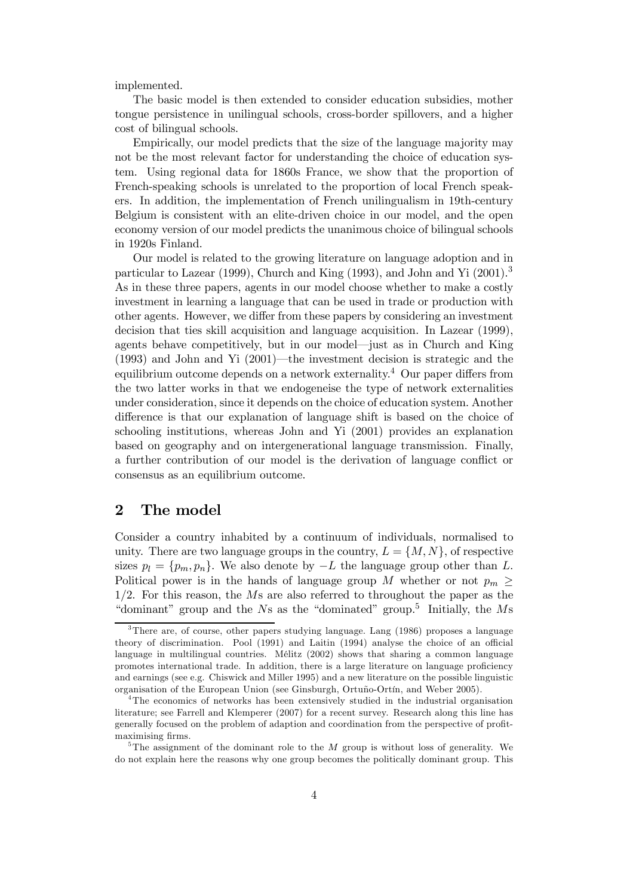implemented.

The basic model is then extended to consider education subsidies, mother tongue persistence in unilingual schools, cross-border spillovers, and a higher cost of bilingual schools.

Empirically, our model predicts that the size of the language majority may not be the most relevant factor for understanding the choice of education system. Using regional data for 1860s France, we show that the proportion of French-speaking schools is unrelated to the proportion of local French speakers. In addition, the implementation of French unilingualism in 19th-century Belgium is consistent with an elite-driven choice in our model, and the open economy version of our model predicts the unanimous choice of bilingual schools in 1920s Finland.

Our model is related to the growing literature on language adoption and in particular to Lazear (1999), Church and King (1993), and John and Yi (2001).[3] As in these three papers, agents in our model choose whether to make a costly investment in learning a language that can be used in trade or production with other agents. However, we differ from these papers by considering an investment decision that ties skill acquisition and language acquisition. In Lazear (1999), agents behave competitively, but in our model—just as in Church and King (1993) and John and Yi (2001)—the investment decision is strategic and the equilibrium outcome depends on a network externality.[4] Our paper differs from the two latter works in that we endogeneise the type of network externalities under consideration, since it depends on the choice of education system. Another difference is that our explanation of language shift is based on the choice of schooling institutions, whereas John and Yi (2001) provides an explanation based on geography and on intergenerational language transmission. Finally, a further contribution of our model is the derivation of language conflict or consensus as an equilibrium outcome.

## 2 The model

Consider a country inhabited by a continuum of individuals, normalised to unity. There are two language groups in the country, $L = \{M, N\}$, of respective sizes $p_l = \{p_m, p_n\}$. We also denote by $-L$ the language group other than $L$. Political power is in the hands of language group $M$ whether or not $p_m \geq 1/2$. For this reason, the $M$s are also referred to throughout the paper as the "dominant" group and the $N$s as the "dominated" group.[5] Initially, the $M$s

---

[3] There are, of course, other papers studying language. Lang (1986) proposes a language theory of discrimination. Pool (1991) and Laitin (1994) analyse the choice of an official language in multilingual countries. Mélitz (2002) shows that sharing a common language promotes international trade. In addition, there is a large literature on language proficiency and earnings (see e.g. Chiswick and Miller 1995) and a new literature on the possible linguistic organisation of the European Union (see Ginsburgh, Ortuño-Ortín, and Weber 2005).

[4] The economics of networks has been extensively studied in the industrial organisation literature; see Farrell and Klemperer (2007) for a recent survey. Research along this line has generally focused on the problem of adaption and coordination from the perspective of profit-maximising firms.

[5] The assignment of the dominant role to the $M$ group is without loss of generality. We do not explain here the reasons why one group becomes the politically dominant group. This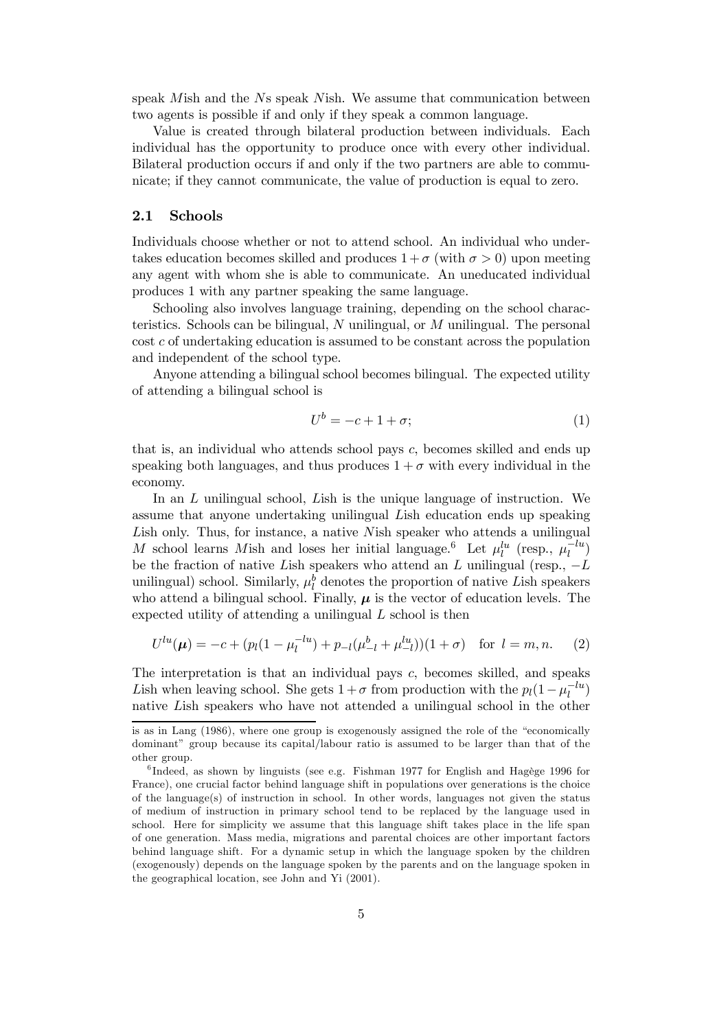speak $M$ish and the $N$s speak $N$ish. We assume that communication between two agents is possible if and only if they speak a common language.

Value is created through bilateral production between individuals. Each individual has the opportunity to produce once with every other individual. Bilateral production occurs if and only if the two partners are able to communicate; if they cannot communicate, the value of production is equal to zero.

## 2.1 Schools

Individuals choose whether or not to attend school. An individual who undertakes education becomes skilled and produces $1+\sigma$ (with $\sigma > 0$) upon meeting any agent with whom she is able to communicate. An uneducated individual produces 1 with any partner speaking the same language.

Schooling also involves language training, depending on the school characteristics. Schools can be bilingual, $N$ unilingual, or $M$ unilingual. The personal cost $c$ of undertaking education is assumed to be constant across the population and independent of the school type.

Anyone attending a bilingual school becomes bilingual. The expected utility of attending a bilingual school is

$$U^b = -c + 1 + \sigma; \tag{1}$$

that is, an individual who attends school pays $c$, becomes skilled and ends up speaking both languages, and thus produces $1+\sigma$ with every individual in the economy.

In an $L$ unilingual school, $L$ish is the unique language of instruction. We assume that anyone undertaking unilingual $L$ish education ends up speaking $L$ish only. Thus, for instance, a native $N$ish speaker who attends a unilingual $M$ school learns $M$ish and loses her initial language.[6] Let $\mu_l^{lu}$ (resp., $\mu_l^{-lu}$) be the fraction of native $L$ish speakers who attend an $L$ unilingual (resp., $-L$ unilingual) school. Similarly, $\mu_l^b$ denotes the proportion of native $L$ish speakers who attend a bilingual school. Finally, $\boldsymbol{\mu}$ is the vector of education levels. The expected utility of attending a unilingual $L$ school is then

$$U^{lu}(\boldsymbol{\mu}) = -c + (p_l(1-\mu_l^{-lu}) + p_{-l}(\mu_{-l}^b + \mu_{-l}^{lu}))(1+\sigma) \quad \text{for } l = m, n. \tag{2}$$

The interpretation is that an individual pays $c$, becomes skilled, and speaks $L$ish when leaving school. She gets $1+\sigma$ from production with the $p_l(1-\mu_l^{-lu})$ native $L$ish speakers who have not attended a unilingual school in the other

---

is as in Lang (1986), where one group is exogenously assigned the role of the "economically dominant" group because its capital/labour ratio is assumed to be larger than that of the other group.

[6] Indeed, as shown by linguists (see e.g. Fishman 1977 for English and Hagège 1996 for France), one crucial factor behind language shift in populations over generations is the choice of the language(s) of instruction in school. In other words, languages not given the status of medium of instruction in primary school tend to be replaced by the language used in school. Here for simplicity we assume that this language shift takes place in the life span of one generation. Mass media, migrations and parental choices are other important factors behind language shift. For a dynamic setup in which the language spoken by the children (exogenously) depends on the language spoken by the parents and on the language spoken in the geographical location, see John and Yi (2001).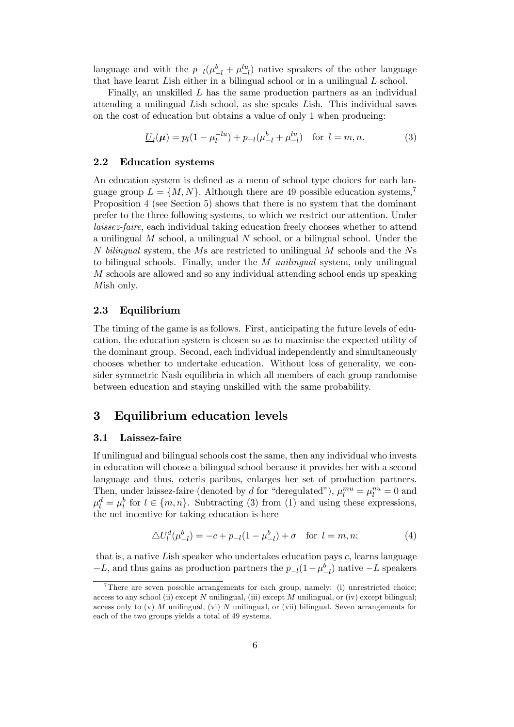language and with the $p_{-l}(\mu^{b}_{-l} + \mu^{lu}_{-l})$ native speakers of the other language that have learnt $L$ish either in a bilingual school or in a unilingual $L$ school.

Finally, an unskilled $L$ has the same production partners as an individual attending a unilingual $L$ish school, as she speaks $L$ish. This individual saves on the cost of education but obtains a value of only 1 when producing:

$$\underline{U}_l(\boldsymbol{\mu}) = p_l(1 - \mu_l^{-lu}) + p_{-l}(\mu^{b}_{-l} + \mu^{lu}_{-l}) \quad \text{for } l = m, n. \tag{3}$$

### 2.2 Education systems

An education system is defined as a menu of school type choices for each language group $L = \{M, N\}$. Although there are 49 possible education systems,[7] Proposition 4 (see Section 5) shows that there is no system that the dominant prefer to the three following systems, to which we restrict our attention. Under *laissez-faire*, each individual taking education freely chooses whether to attend a unilingual $M$ school, a unilingual $N$ school, or a bilingual school. Under the $N$ *bilingual* system, the $M$s are restricted to unilingual $M$ schools and the $N$s to bilingual schools. Finally, under the $M$ *unilingual* system, only unilingual $M$ schools are allowed and so any individual attending school ends up speaking $M$ish only.

### 2.3 Equilibrium

The timing of the game is as follows. First, anticipating the future levels of education, the education system is chosen so as to maximise the expected utility of the dominant group. Second, each individual independently and simultaneously chooses whether to undertake education. Without loss of generality, we consider symmetric Nash equilibria in which all members of each group randomise between education and staying unskilled with the same probability.

## 3 Equilibrium education levels

### 3.1 Laissez-faire

If unilingual and bilingual schools cost the same, then any individual who invests in education will choose a bilingual school because it provides her with a second language and thus, ceteris paribus, enlarges her set of production partners. Then, under laissez-faire (denoted by $d$ for "deregulated"), $\mu_l^{mu} = \mu_l^{nu} = 0$ and $\mu_l^d = \mu_l^b$ for $l \in \{m, n\}$. Subtracting (3) from (1) and using these expressions, the net incentive for taking education is here

$$\triangle U_l^d(\mu^{b}_{-l}) = -c + p_{-l}(1 - \mu^{b}_{-l}) + \sigma \quad \text{for } l = m, n; \tag{4}$$

that is, a native $L$ish speaker who undertakes education pays $c$, learns language $-L$, and thus gains as production partners the $p_{-l}(1 - \mu^{b}_{-l})$ native $-L$ speakers

[7] There are seven possible arrangements for each group, namely: (i) unrestricted choice; access to any school (ii) except $N$ unilingual, (iii) except $M$ unilingual, or (iv) except bilingual; access only to (v) $M$ unilingual, (vi) $N$ unilingual, or (vii) bilingual. Seven arrangements for each of the two groups yields a total of 49 systems.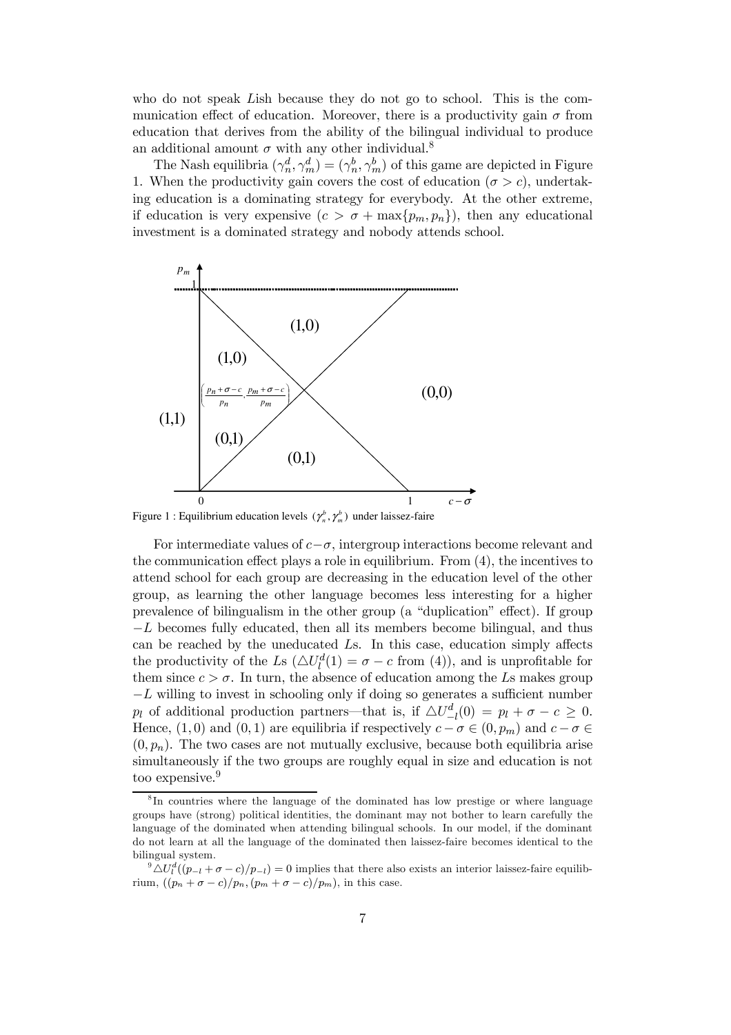who do not speak $L$ish because they do not go to school. This is the communication effect of education. Moreover, there is a productivity gain $\sigma$ from education that derives from the ability of the bilingual individual to produce an additional amount $\sigma$ with any other individual.[8]

The Nash equilibria $(\gamma_n^d, \gamma_m^d) = (\gamma_n^b, \gamma_m^b)$ of this game are depicted in Figure 1. When the productivity gain covers the cost of education ($\sigma > c$), undertaking education is a dominating strategy for everybody. At the other extreme, if education is very expensive ($c > \sigma + \max\{p_m, p_n\}$), then any educational investment is a dominated strategy and nobody attends school.

Figure 1 : Equilibrium education levels $(\gamma_n^b, \gamma_m^b)$ under laissez-faire

For intermediate values of $c - \sigma$, intergroup interactions become relevant and the communication effect plays a role in equilibrium. From (4), the incentives to attend school for each group are decreasing in the education level of the other group, as learning the other language becomes less interesting for a higher prevalence of bilingualism in the other group (a "duplication" effect). If group $-L$ becomes fully educated, then all its members become bilingual, and thus can be reached by the uneducated $L$s. In this case, education simply affects the productivity of the $L$s ($\triangle U_l^d(1) = \sigma - c$ from (4)), and is unprofitable for them since $c > \sigma$. In turn, the absence of education among the $L$s makes group $-L$ willing to invest in schooling only if doing so generates a sufficient number $p_l$ of additional production partners—that is, if $\triangle U_{-l}^d(0) = p_l + \sigma - c \geq 0$. Hence, $(1, 0)$ and $(0, 1)$ are equilibria if respectively $c - \sigma \in (0, p_m)$ and $c - \sigma \in (0, p_n)$. The two cases are not mutually exclusive, because both equilibria arise simultaneously if the two groups are roughly equal in size and education is not too expensive.[9]

[8] In countries where the language of the dominated has low prestige or where language groups have (strong) political identities, the dominant may not bother to learn carefully the language of the dominated when attending bilingual schools. In our model, if the dominant do not learn at all the language of the dominated then laissez-faire becomes identical to the bilingual system.

[9] $\triangle U_l^d((p_{-l} + \sigma - c)/p_{-l}) = 0$ implies that there also exists an interior laissez-faire equilibrium, $((p_n + \sigma - c)/p_n, (p_m + \sigma - c)/p_m)$, in this case.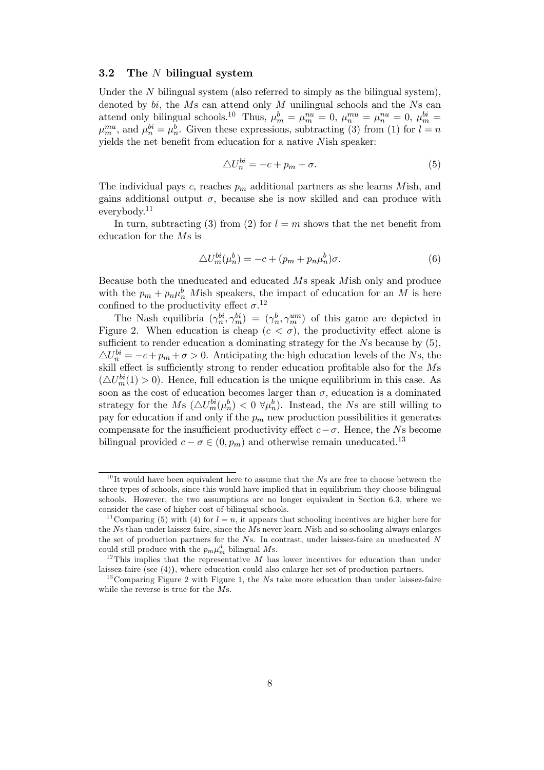### 3.2 The $N$ bilingual system

Under the $N$ bilingual system (also referred to simply as the bilingual system), denoted by $bi$, the $M$s can attend only $M$ unilingual schools and the $N$s can attend only bilingual schools.[10] Thus, $\mu_m^b = \mu_m^{nu} = 0$, $\mu_n^{mu} = \mu_n^{nu} = 0$, $\mu_m^{bi} = \mu_m^{mu}$, and $\mu_n^{bi} = \mu_n^b$. Given these expressions, subtracting (3) from (1) for $l = n$ yields the net benefit from education for a native $N$ish speaker:

$$\triangle U_n^{bi} = -c + p_m + \sigma. \tag{5}$$

The individual pays $c$, reaches $p_m$ additional partners as she learns $M$ish, and gains additional output $\sigma$, because she is now skilled and can produce with everybody.[11]

In turn, subtracting (3) from (2) for $l = m$ shows that the net benefit from education for the $M$s is

$$\triangle U_m^{bi}(\mu_n^b) = -c + (p_m + p_n\mu_n^b)\sigma. \tag{6}$$

Because both the uneducated and educated $M$s speak $M$ish only and produce with the $p_m + p_n\mu_n^b$ $M$ish speakers, the impact of education for an $M$ is here confined to the productivity effect $\sigma$.[12]

The Nash equilibria $(\gamma_n^{bi}, \gamma_m^{bi}) = (\gamma_n^b, \gamma_m^{um})$ of this game are depicted in Figure 2. When education is cheap ($c < \sigma$), the productivity effect alone is sufficient to render education a dominating strategy for the $N$s because by (5), $\triangle U_n^{bi} = -c + p_m + \sigma > 0$. Anticipating the high education levels of the $N$s, the skill effect is sufficiently strong to render education profitable also for the $M$s ($\triangle U_m^{bi}(1) > 0$). Hence, full education is the unique equilibrium in this case. As soon as the cost of education becomes larger than $\sigma$, education is a dominated strategy for the $M$s ($\triangle U_m^{bi}(\mu_n^b) < 0 \ \forall \mu_n^b$). Instead, the $N$s are still willing to pay for education if and only if the $p_m$ new production possibilities it generates compensate for the insufficient productivity effect $c - \sigma$. Hence, the $N$s become bilingual provided $c - \sigma \in (0, p_m)$ and otherwise remain uneducated.[13]

---

[10] It would have been equivalent here to assume that the $N$s are free to choose between the three types of schools, since this would have implied that in equilibrium they choose bilingual schools. However, the two assumptions are no longer equivalent in Section 6.3, where we consider the case of higher cost of bilingual schools.

[11] Comparing (5) with (4) for $l = n$, it appears that schooling incentives are higher here for the $N$s than under laissez-faire, since the $M$s never learn $N$ish and so schooling always enlarges the set of production partners for the $N$s. In contrast, under laissez-faire an uneducated $N$ could still produce with the $p_m\mu_m^d$ bilingual $M$s.

[12] This implies that the representative $M$ has lower incentives for education than under laissez-faire (see (4)), where education could also enlarge her set of production partners.

[13] Comparing Figure 2 with Figure 1, the $N$s take more education than under laissez-faire while the reverse is true for the $M$s.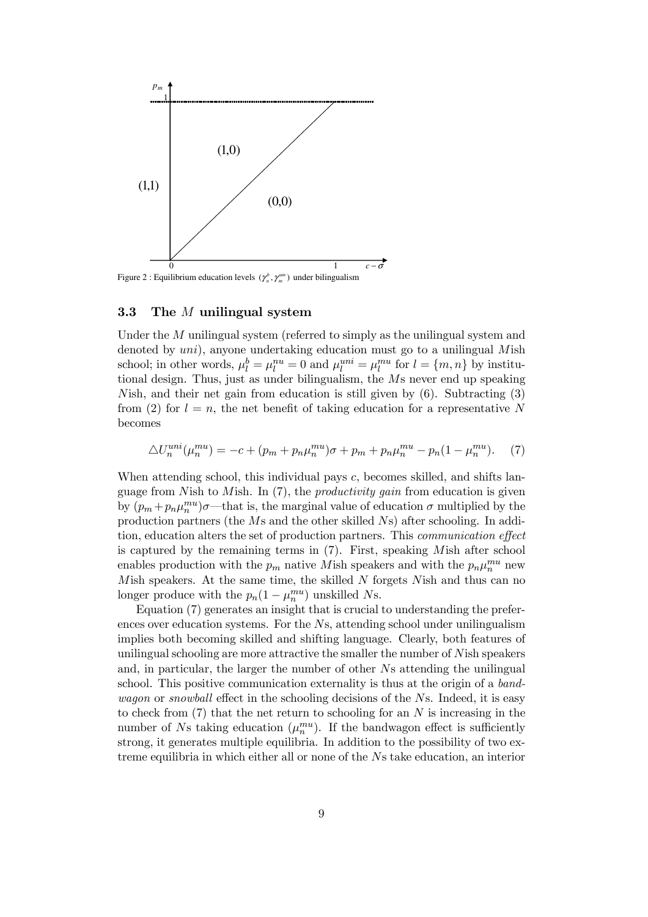Figure 2 : Equilibrium education levels $(\gamma_n^b, \gamma_m^{um})$ under bilingualism

### 3.3 The $M$ unilingual system

Under the $M$ unilingual system (referred to simply as the unilingual system and denoted by *uni*), anyone undertaking education must go to a unilingual $M$ish school; in other words, $\mu_l^b = \mu_l^{nu} = 0$ and $\mu_l^{uni} = \mu_l^{mu}$ for $l = \{m, n\}$ by institutional design. Thus, just as under bilingualism, the $M$s never end up speaking $N$ish, and their net gain from education is still given by (6). Subtracting (3) from (2) for $l = n$, the net benefit of taking education for a representative $N$ becomes

$$\triangle U_n^{uni}(\mu_n^{mu}) = -c + (p_m + p_n\mu_n^{mu})\sigma + p_m + p_n\mu_n^{mu} - p_n(1 - \mu_n^{mu}). \quad (7)$$

When attending school, this individual pays $c$, becomes skilled, and shifts language from $N$ish to $M$ish. In (7), the *productivity gain* from education is given by $(p_m + p_n\mu_n^{mu})\sigma$—that is, the marginal value of education $\sigma$ multiplied by the production partners (the $M$s and the other skilled $N$s) after schooling. In addition, education alters the set of production partners. This *communication effect* is captured by the remaining terms in (7). First, speaking $M$ish after school enables production with the $p_m$ native $M$ish speakers and with the $p_n\mu_n^{mu}$ new $M$ish speakers. At the same time, the skilled $N$ forgets $N$ish and thus can no longer produce with the $p_n(1 - \mu_n^{mu})$ unskilled $N$s.

Equation (7) generates an insight that is crucial to understanding the preferences over education systems. For the $N$s, attending school under unilingualism implies both becoming skilled and shifting language. Clearly, both features of unilingual schooling are more attractive the smaller the number of $N$ish speakers and, in particular, the larger the number of other $N$s attending the unilingual school. This positive communication externality is thus at the origin of a *bandwagon* or *snowball* effect in the schooling decisions of the $N$s. Indeed, it is easy to check from (7) that the net return to schooling for an $N$ is increasing in the number of $N$s taking education ($\mu_n^{mu}$). If the bandwagon effect is sufficiently strong, it generates multiple equilibria. In addition to the possibility of two extreme equilibria in which either all or none of the $N$s take education, an interior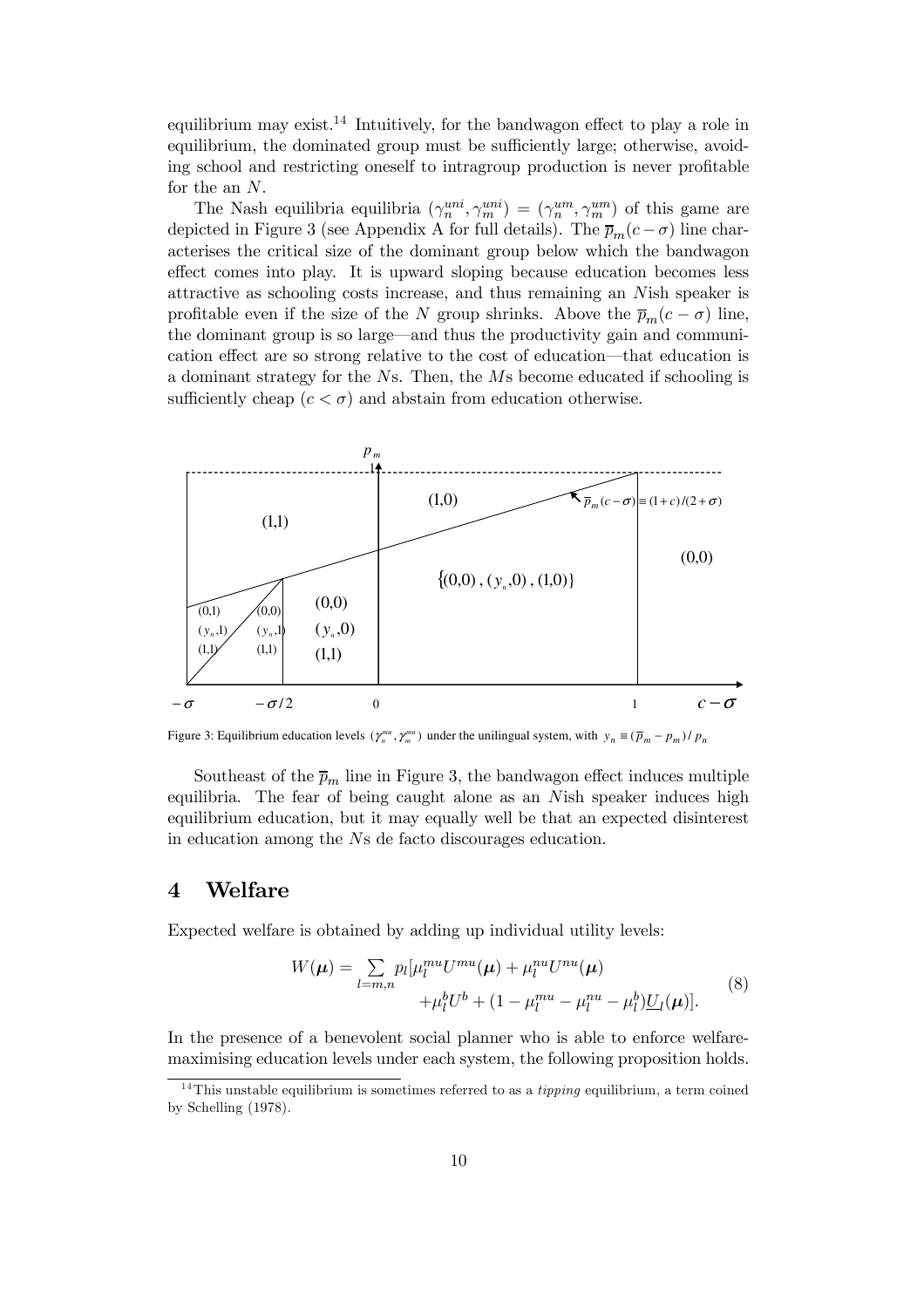equilibrium may exist.[14] Intuitively, for the bandwagon effect to play a role in equilibrium, the dominated group must be sufficiently large; otherwise, avoiding school and restricting oneself to intragroup production is never profitable for the an $N$.

The Nash equilibria equilibria $(\gamma_n^{uni}, \gamma_m^{uni}) = (\gamma_n^{um}, \gamma_m^{um})$ of this game are depicted in Figure 3 (see Appendix A for full details). The $\overline{p}_m(c-\sigma)$ line characterises the critical size of the dominant group below which the bandwagon effect comes into play. It is upward sloping because education becomes less attractive as schooling costs increase, and thus remaining an $N$ish speaker is profitable even if the size of the $N$ group shrinks. Above the $\overline{p}_m(c-\sigma)$ line, the dominant group is so large—and thus the productivity gain and communication effect are so strong relative to the cost of education—that education is a dominant strategy for the $N$s. Then, the $M$s become educated if schooling is sufficiently cheap ($c < \sigma$) and abstain from education otherwise.

Figure 3: Equilibrium education levels $(\gamma_n^{mu}, \gamma_m^{mu})$ under the unilingual system, with $y_n \equiv (\overline{p}_m - p_m)/p_n$

Southeast of the $\overline{p}_m$ line in Figure 3, the bandwagon effect induces multiple equilibria. The fear of being caught alone as an $N$ish speaker induces high equilibrium education, but it may equally well be that an expected disinterest in education among the $N$s de facto discourages education.

## 4 Welfare

Expected welfare is obtained by adding up individual utility levels:

$$W(\boldsymbol{\mu}) = \sum_{l=m,n} p_l[\mu_l^{mu} U^{mu}(\boldsymbol{\mu}) + \mu_l^{nu} U^{nu}(\boldsymbol{\mu}) + \mu_l^b U^b + (1 - \mu_l^{mu} - \mu_l^{nu} - \mu_l^b)\underline{U}_l(\boldsymbol{\mu})]. \tag{8}$$

In the presence of a benevolent social planner who is able to enforce welfare-maximising education levels under each system, the following proposition holds.

[14] This unstable equilibrium is sometimes referred to as a *tipping* equilibrium, a term coined by Schelling (1978).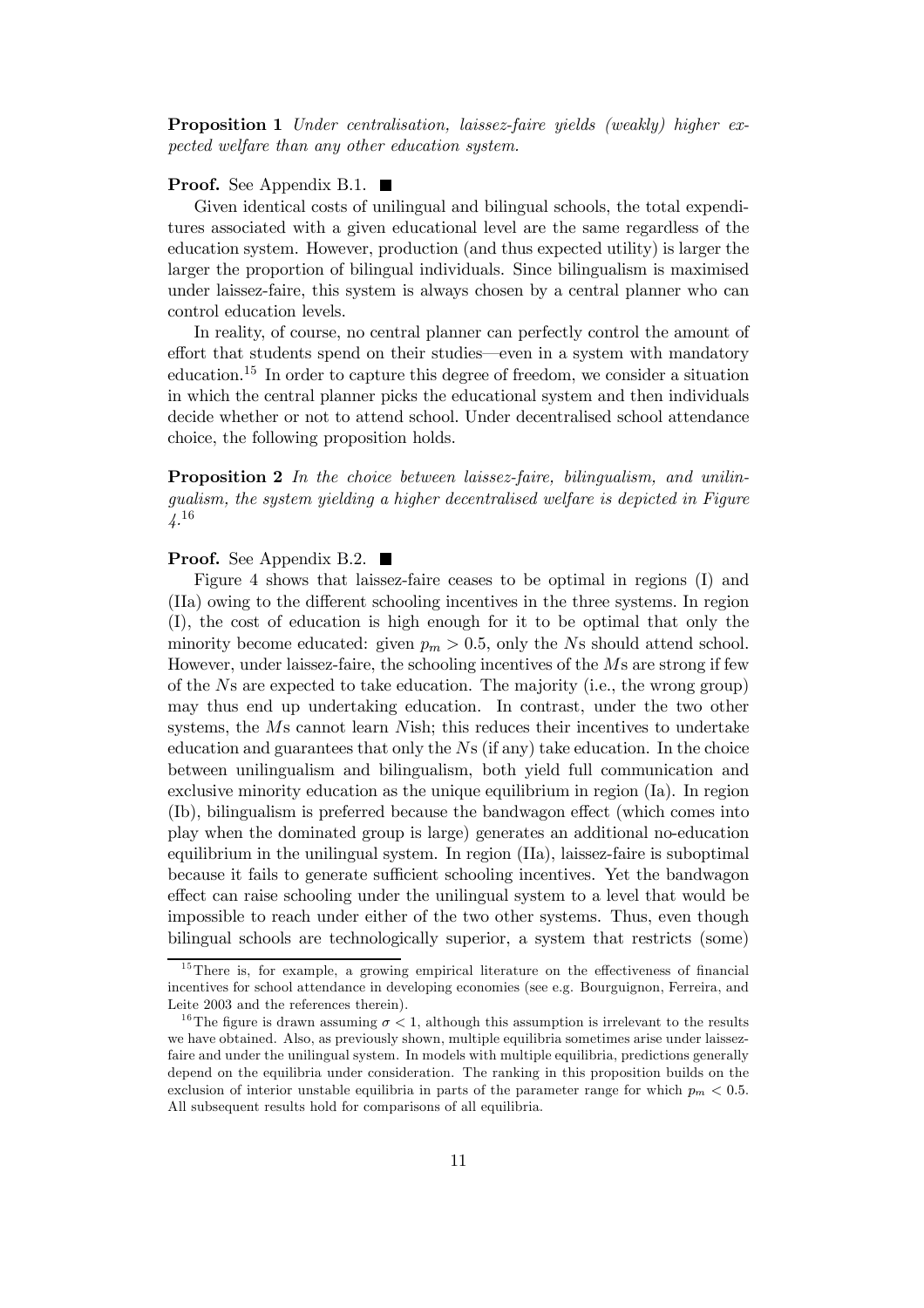**Proposition 1** *Under centralisation, laissez-faire yields (weakly) higher expected welfare than any other education system.*

**Proof.** See Appendix B.1. ■

Given identical costs of unilingual and bilingual schools, the total expenditures associated with a given educational level are the same regardless of the education system. However, production (and thus expected utility) is larger the larger the proportion of bilingual individuals. Since bilingualism is maximised under laissez-faire, this system is always chosen by a central planner who can control education levels.

In reality, of course, no central planner can perfectly control the amount of effort that students spend on their studies—even in a system with mandatory education.[15] In order to capture this degree of freedom, we consider a situation in which the central planner picks the educational system and then individuals decide whether or not to attend school. Under decentralised school attendance choice, the following proposition holds.

**Proposition 2** *In the choice between laissez-faire, bilingualism, and unilingualism, the system yielding a higher decentralised welfare is depicted in Figure 4.*[16]

**Proof.** See Appendix B.2. ■

Figure 4 shows that laissez-faire ceases to be optimal in regions (I) and (IIa) owing to the different schooling incentives in the three systems. In region (I), the cost of education is high enough for it to be optimal that only the minority become educated: given $p_m > 0.5$, only the $N$s should attend school. However, under laissez-faire, the schooling incentives of the $M$s are strong if few of the $N$s are expected to take education. The majority (i.e., the wrong group) may thus end up undertaking education. In contrast, under the two other systems, the $M$s cannot learn $N$ish; this reduces their incentives to undertake education and guarantees that only the $N$s (if any) take education. In the choice between unilingualism and bilingualism, both yield full communication and exclusive minority education as the unique equilibrium in region (Ia). In region (Ib), bilingualism is preferred because the bandwagon effect (which comes into play when the dominated group is large) generates an additional no-education equilibrium in the unilingual system. In region (IIa), laissez-faire is suboptimal because it fails to generate sufficient schooling incentives. Yet the bandwagon effect can raise schooling under the unilingual system to a level that would be impossible to reach under either of the two other systems. Thus, even though bilingual schools are technologically superior, a system that restricts (some)

---

[15] There is, for example, a growing empirical literature on the effectiveness of financial incentives for school attendance in developing economies (see e.g. Bourguignon, Ferreira, and Leite 2003 and the references therein).

[16] The figure is drawn assuming $\sigma < 1$, although this assumption is irrelevant to the results we have obtained. Also, as previously shown, multiple equilibria sometimes arise under laissez-faire and under the unilingual system. In models with multiple equilibria, predictions generally depend on the equilibria under consideration. The ranking in this proposition builds on the exclusion of interior unstable equilibria in parts of the parameter range for which $p_m < 0.5$. All subsequent results hold for comparisons of all equilibria.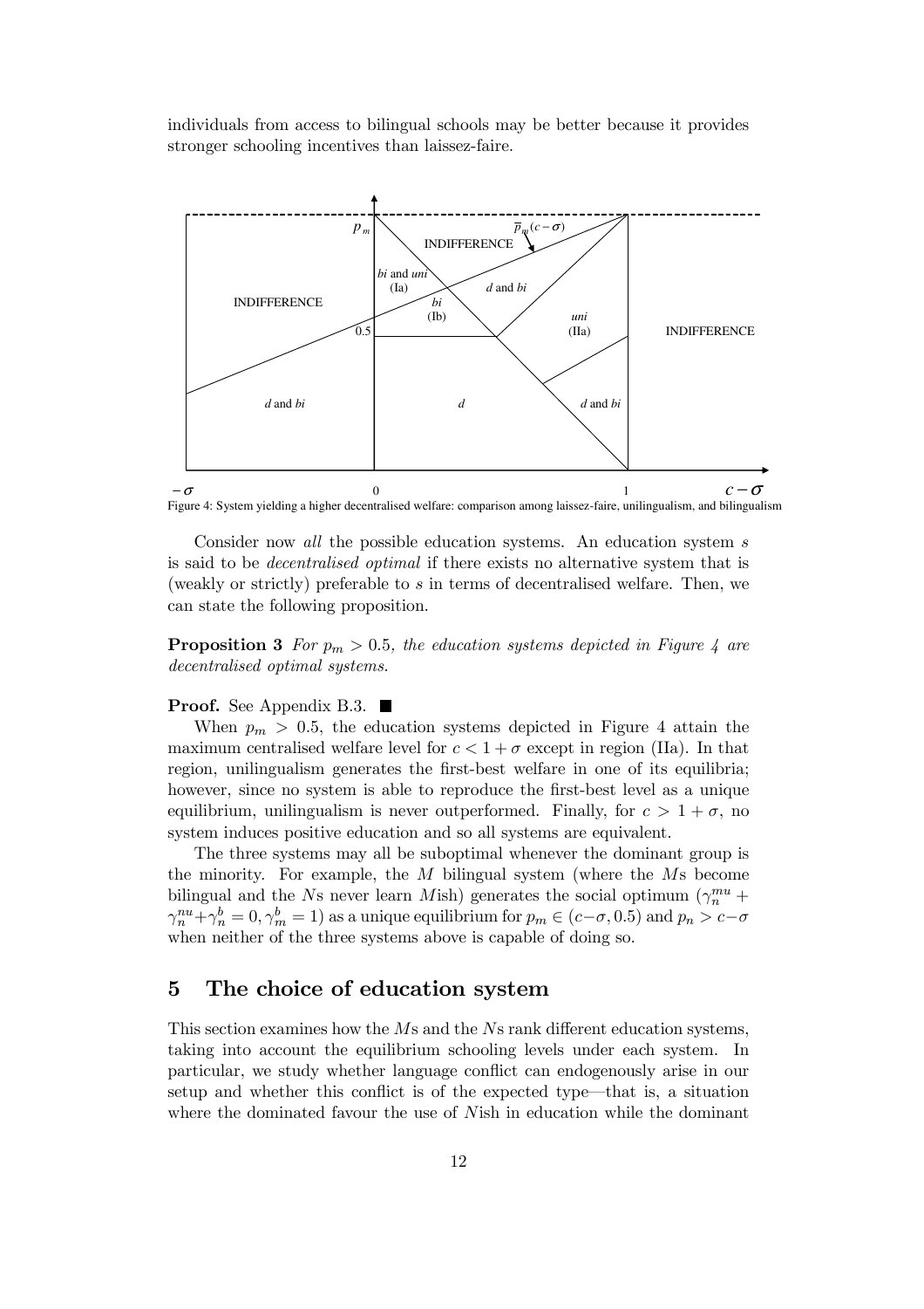individuals from access to bilingual schools may be better because it provides stronger schooling incentives than laissez-faire.

Figure 4: System yielding a higher decentralised welfare: comparison among laissez-faire, unilingualism, and bilingualism

Consider now *all* the possible education systems. An education system $s$ is said to be *decentralised optimal* if there exists no alternative system that is (weakly or strictly) preferable to $s$ in terms of decentralised welfare. Then, we can state the following proposition.

**Proposition 3** *For $p_m > 0.5$, the education systems depicted in Figure 4 are decentralised optimal systems.*

**Proof.** See Appendix B.3. ■

When $p_m > 0.5$, the education systems depicted in Figure 4 attain the maximum centralised welfare level for $c < 1 + \sigma$ except in region (IIa). In that region, unilingualism generates the first-best welfare in one of its equilibria; however, since no system is able to reproduce the first-best level as a unique equilibrium, unilingualism is never outperformed. Finally, for $c > 1 + \sigma$, no system induces positive education and so all systems are equivalent.

The three systems may all be suboptimal whenever the dominant group is the minority. For example, the $M$ bilingual system (where the $M$s become bilingual and the $N$s never learn $M$ish) generates the social optimum ($\gamma_n^{mu} + \gamma_n^{nu} + \gamma_n^b = 0, \gamma_m^b = 1$) as a unique equilibrium for $p_m \in (c - \sigma, 0.5)$ and $p_n > c - \sigma$ when neither of the three systems above is capable of doing so.

## 5 The choice of education system

This section examines how the $M$s and the $N$s rank different education systems, taking into account the equilibrium schooling levels under each system. In particular, we study whether language conflict can endogenously arise in our setup and whether this conflict is of the expected type—that is, a situation where the dominated favour the use of $N$ish in education while the dominant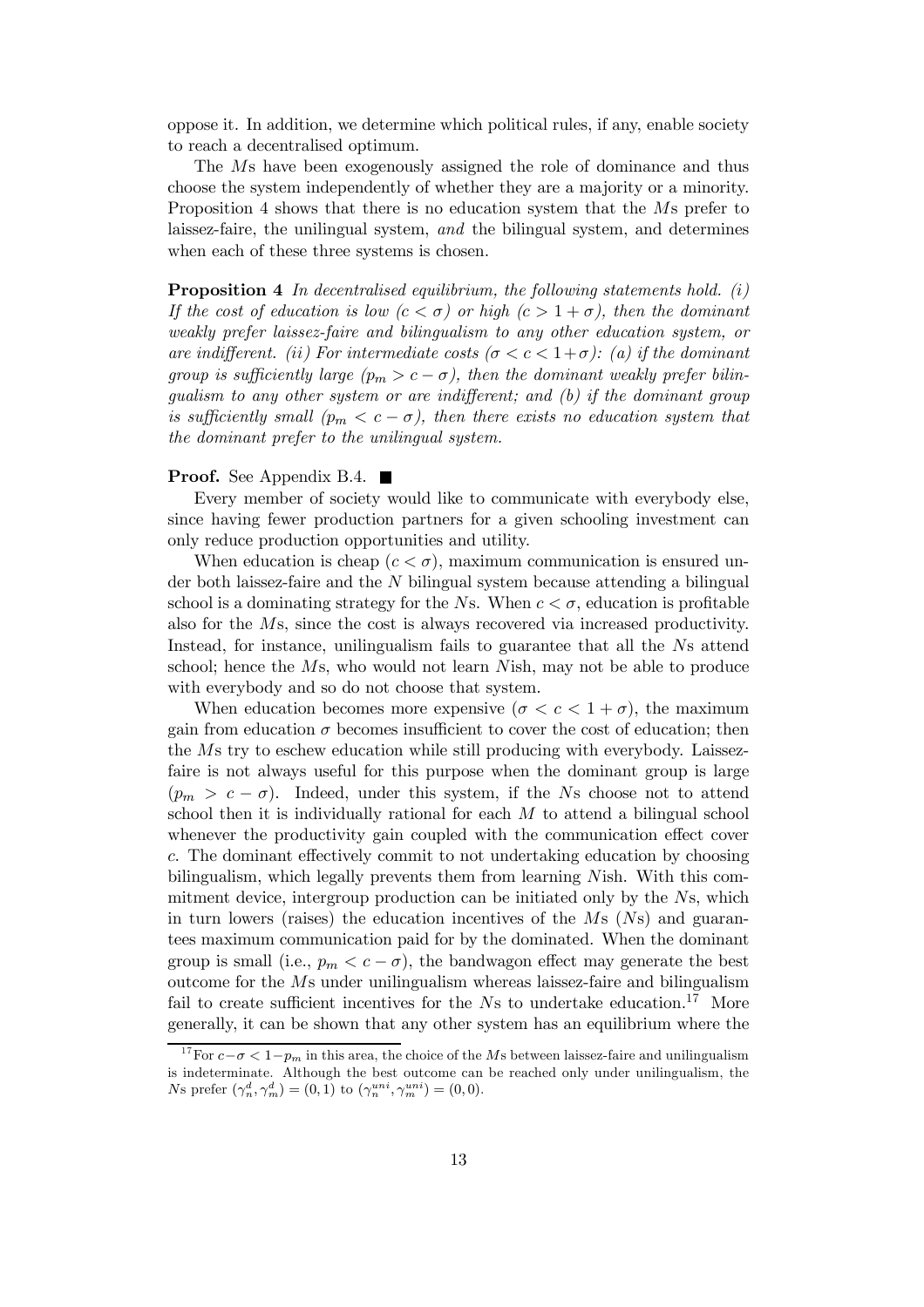oppose it. In addition, we determine which political rules, if any, enable society to reach a decentralised optimum.

The $M$s have been exogenously assigned the role of dominance and thus choose the system independently of whether they are a majority or a minority. Proposition 4 shows that there is no education system that the $M$s prefer to laissez-faire, the unilingual system, *and* the bilingual system, and determines when each of these three systems is chosen.

**Proposition 4** *In decentralised equilibrium, the following statements hold. (i) If the cost of education is low ($c < \sigma$) or high ($c > 1 + \sigma$), then the dominant weakly prefer laissez-faire and bilingualism to any other education system, or are indifferent. (ii) For intermediate costs ($\sigma < c < 1+\sigma$): (a) if the dominant group is sufficiently large ($p_m > c - \sigma$), then the dominant weakly prefer bilingualism to any other system or are indifferent; and (b) if the dominant group is sufficiently small ($p_m < c - \sigma$), then there exists no education system that the dominant prefer to the unilingual system.*

**Proof.** See Appendix B.4. ■

Every member of society would like to communicate with everybody else, since having fewer production partners for a given schooling investment can only reduce production opportunities and utility.

When education is cheap ($c < \sigma$), maximum communication is ensured under both laissez-faire and the $N$ bilingual system because attending a bilingual school is a dominating strategy for the $N$s. When $c < \sigma$, education is profitable also for the $M$s, since the cost is always recovered via increased productivity. Instead, for instance, unilingualism fails to guarantee that all the $N$s attend school; hence the $M$s, who would not learn $N$ish, may not be able to produce with everybody and so do not choose that system.

When education becomes more expensive ($\sigma < c < 1 + \sigma$), the maximum gain from education $\sigma$ becomes insufficient to cover the cost of education; then the $M$s try to eschew education while still producing with everybody. Laissez-faire is not always useful for this purpose when the dominant group is large ($p_m > c - \sigma$). Indeed, under this system, if the $N$s choose not to attend school then it is individually rational for each $M$ to attend a bilingual school whenever the productivity gain coupled with the communication effect cover $c$. The dominant effectively commit to not undertaking education by choosing bilingualism, which legally prevents them from learning $N$ish. With this commitment device, intergroup production can be initiated only by the $N$s, which in turn lowers (raises) the education incentives of the $M$s ($N$s) and guarantees maximum communication paid for by the dominated. When the dominant group is small (i.e., $p_m < c - \sigma$), the bandwagon effect may generate the best outcome for the $M$s under unilingualism whereas laissez-faire and bilingualism fail to create sufficient incentives for the $N$s to undertake education.[17] More generally, it can be shown that any other system has an equilibrium where the

[17] For $c - \sigma < 1 - p_m$ in this area, the choice of the $M$s between laissez-faire and unilingualism is indeterminate. Although the best outcome can be reached only under unilingualism, the $N$s prefer $(\gamma_n^d, \gamma_m^d) = (0, 1)$ to $(\gamma_n^{uni}, \gamma_m^{uni}) = (0, 0)$.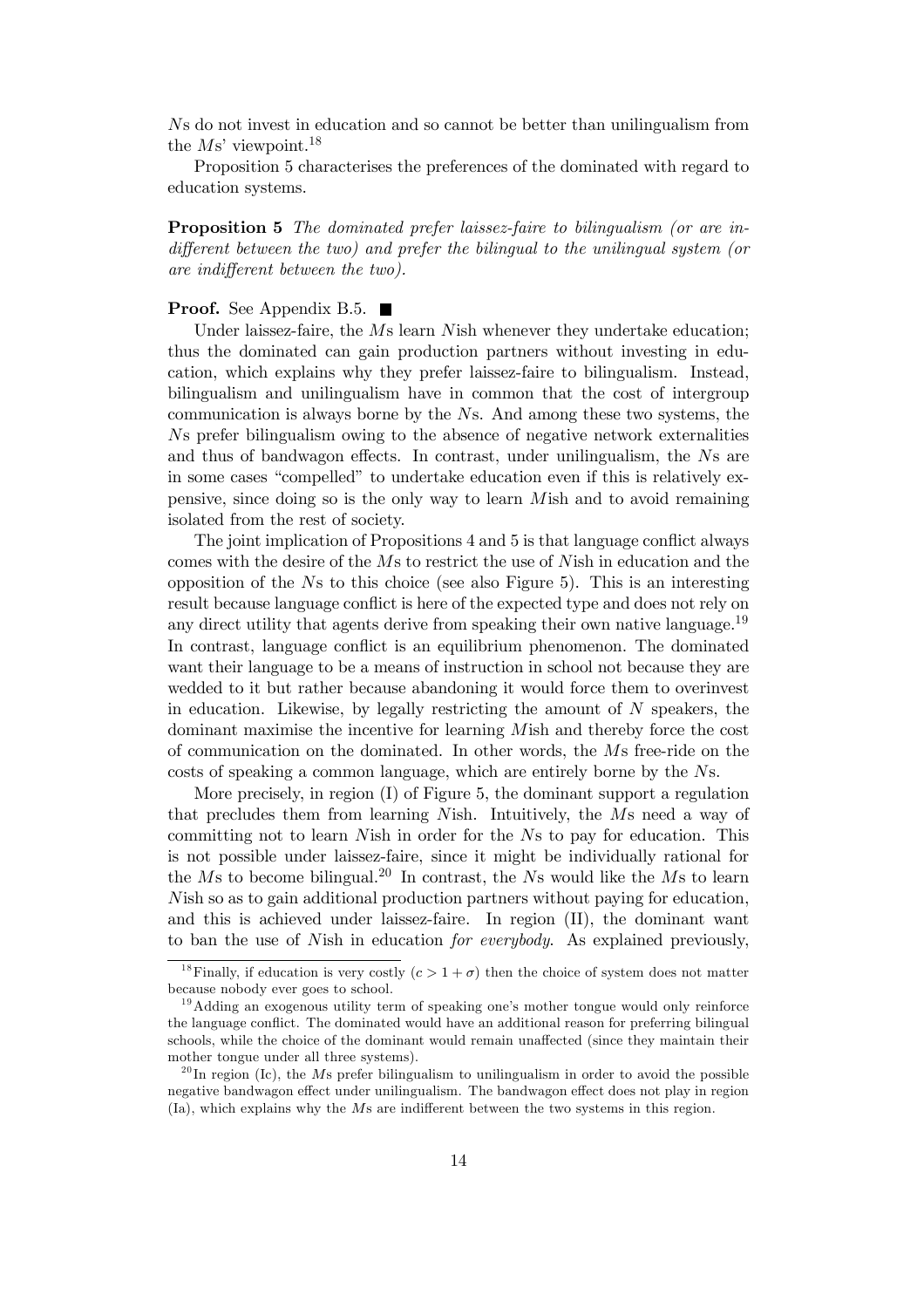$N$s do not invest in education and so cannot be better than unilingualism from the $M$s' viewpoint.[18]

Proposition 5 characterises the preferences of the dominated with regard to education systems.

**Proposition 5** *The dominated prefer laissez-faire to bilingualism (or are indifferent between the two) and prefer the bilingual to the unilingual system (or are indifferent between the two).*

**Proof.** See Appendix B.5. ■

Under laissez-faire, the $M$s learn $N$ish whenever they undertake education; thus the dominated can gain production partners without investing in education, which explains why they prefer laissez-faire to bilingualism. Instead, bilingualism and unilingualism have in common that the cost of intergroup communication is always borne by the $N$s. And among these two systems, the $N$s prefer bilingualism owing to the absence of negative network externalities and thus of bandwagon effects. In contrast, under unilingualism, the $N$s are in some cases "compelled" to undertake education even if this is relatively expensive, since doing so is the only way to learn $M$ish and to avoid remaining isolated from the rest of society.

The joint implication of Propositions 4 and 5 is that language conflict always comes with the desire of the $M$s to restrict the use of $N$ish in education and the opposition of the $N$s to this choice (see also Figure 5). This is an interesting result because language conflict is here of the expected type and does not rely on any direct utility that agents derive from speaking their own native language.[19] In contrast, language conflict is an equilibrium phenomenon. The dominated want their language to be a means of instruction in school not because they are wedded to it but rather because abandoning it would force them to overinvest in education. Likewise, by legally restricting the amount of $N$ speakers, the dominant maximise the incentive for learning $M$ish and thereby force the cost of communication on the dominated. In other words, the $M$s free-ride on the costs of speaking a common language, which are entirely borne by the $N$s.

More precisely, in region (I) of Figure 5, the dominant support a regulation that precludes them from learning $N$ish. Intuitively, the $M$s need a way of committing not to learn $N$ish in order for the $N$s to pay for education. This is not possible under laissez-faire, since it might be individually rational for the $M$s to become bilingual.[20] In contrast, the $N$s would like the $M$s to learn $N$ish so as to gain additional production partners without paying for education, and this is achieved under laissez-faire. In region (II), the dominant want to ban the use of $N$ish in education *for everybody*. As explained previously,

[18] Finally, if education is very costly ($c > 1 + \sigma$) then the choice of system does not matter because nobody ever goes to school.

[19] Adding an exogenous utility term of speaking one's mother tongue would only reinforce the language conflict. The dominated would have an additional reason for preferring bilingual schools, while the choice of the dominant would remain unaffected (since they maintain their mother tongue under all three systems).

[20] In region (Ic), the $M$s prefer bilingualism to unilingualism in order to avoid the possible negative bandwagon effect under unilingualism. The bandwagon effect does not play in region (Ia), which explains why the $M$s are indifferent between the two systems in this region.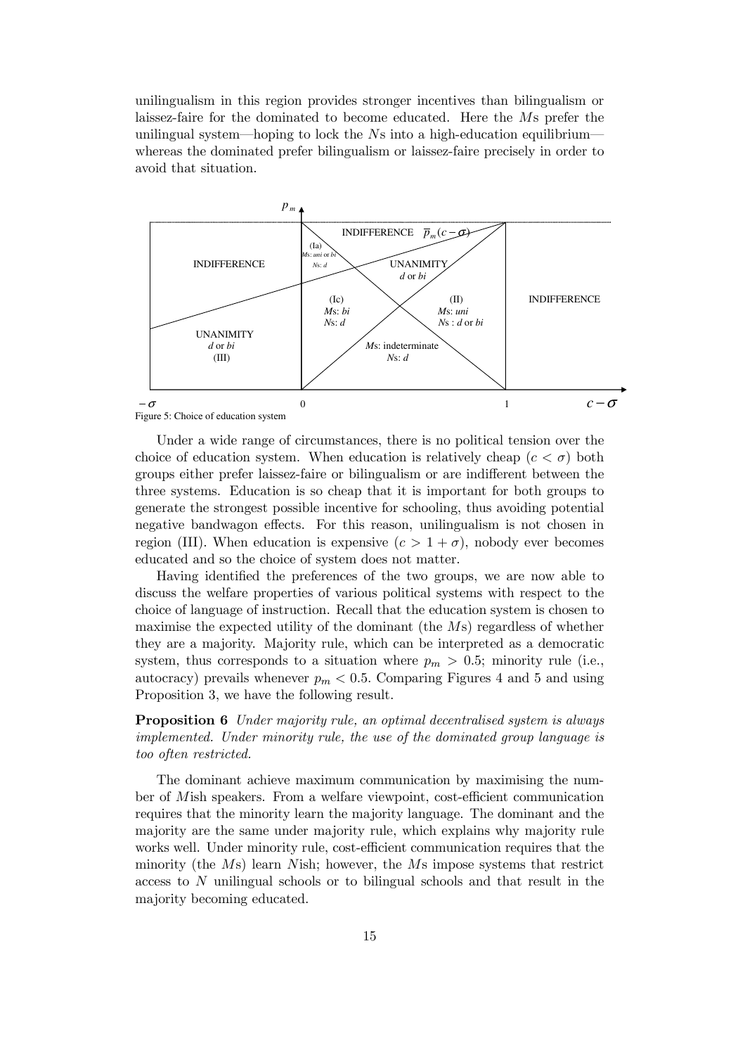unilingualism in this region provides stronger incentives than bilingualism or laissez-faire for the dominated to become educated. Here the $M$s prefer the unilingual system—hoping to lock the $N$s into a high-education equilibrium—whereas the dominated prefer bilingualism or laissez-faire precisely in order to avoid that situation.

Figure 5: Choice of education system

Under a wide range of circumstances, there is no political tension over the choice of education system. When education is relatively cheap ($c < \sigma$) both groups either prefer laissez-faire or bilingualism or are indifferent between the three systems. Education is so cheap that it is important for both groups to generate the strongest possible incentive for schooling, thus avoiding potential negative bandwagon effects. For this reason, unilingualism is not chosen in region (III). When education is expensive ($c > 1 + \sigma$), nobody ever becomes educated and so the choice of system does not matter.

Having identified the preferences of the two groups, we are now able to discuss the welfare properties of various political systems with respect to the choice of language of instruction. Recall that the education system is chosen to maximise the expected utility of the dominant (the $M$s) regardless of whether they are a majority. Majority rule, which can be interpreted as a democratic system, thus corresponds to a situation where $p_m > 0.5$; minority rule (i.e., autocracy) prevails whenever $p_m < 0.5$. Comparing Figures 4 and 5 and using Proposition 3, we have the following result.

**Proposition 6** *Under majority rule, an optimal decentralised system is always implemented. Under minority rule, the use of the dominated group language is too often restricted.*

The dominant achieve maximum communication by maximising the number of $M$ish speakers. From a welfare viewpoint, cost-efficient communication requires that the minority learn the majority language. The dominant and the majority are the same under majority rule, which explains why majority rule works well. Under minority rule, cost-efficient communication requires that the minority (the $M$s) learn $N$ish; however, the $M$s impose systems that restrict access to $N$ unilingual schools or to bilingual schools and that result in the majority becoming educated.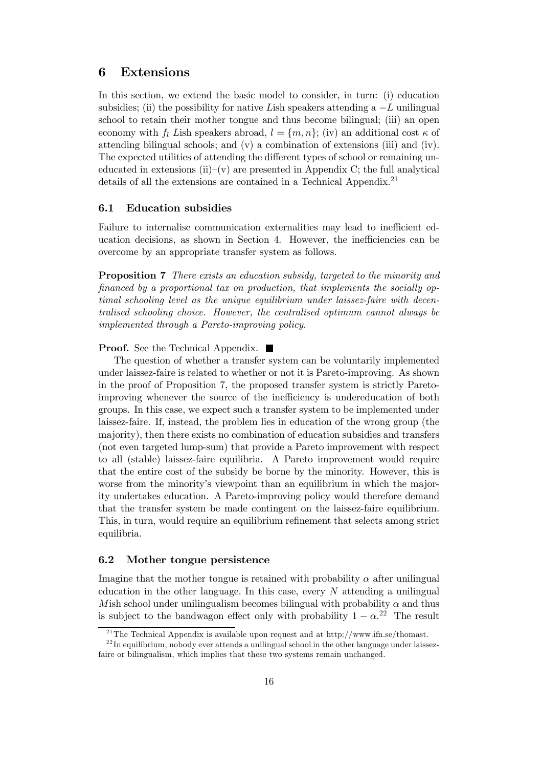## 6 Extensions

In this section, we extend the basic model to consider, in turn: (i) education subsidies; (ii) the possibility for native $L$ish speakers attending a $-L$ unilingual school to retain their mother tongue and thus become bilingual; (iii) an open economy with $f_l$ $L$ish speakers abroad, $l = \{m, n\}$; (iv) an additional cost $\kappa$ of attending bilingual schools; and (v) a combination of extensions (iii) and (iv). The expected utilities of attending the different types of school or remaining uneducated in extensions (ii)–(v) are presented in Appendix C; the full analytical details of all the extensions are contained in a Technical Appendix.[21]

### 6.1 Education subsidies

Failure to internalise communication externalities may lead to inefficient education decisions, as shown in Section 4. However, the inefficiencies can be overcome by an appropriate transfer system as follows.

**Proposition 7** *There exists an education subsidy, targeted to the minority and financed by a proportional tax on production, that implements the socially optimal schooling level as the unique equilibrium under laissez-faire with decentralised schooling choice. However, the centralised optimum cannot always be implemented through a Pareto-improving policy.*

**Proof.** See the Technical Appendix. ■

The question of whether a transfer system can be voluntarily implemented under laissez-faire is related to whether or not it is Pareto-improving. As shown in the proof of Proposition 7, the proposed transfer system is strictly Pareto-improving whenever the source of the inefficiency is undereducation of both groups. In this case, we expect such a transfer system to be implemented under laissez-faire. If, instead, the problem lies in education of the wrong group (the majority), then there exists no combination of education subsidies and transfers (not even targeted lump-sum) that provide a Pareto improvement with respect to all (stable) laissez-faire equilibria. A Pareto improvement would require that the entire cost of the subsidy be borne by the minority. However, this is worse from the minority's viewpoint than an equilibrium in which the majority undertakes education. A Pareto-improving policy would therefore demand that the transfer system be made contingent on the laissez-faire equilibrium. This, in turn, would require an equilibrium refinement that selects among strict equilibria.

### 6.2 Mother tongue persistence

Imagine that the mother tongue is retained with probability $\alpha$ after unilingual education in the other language. In this case, every $N$ attending a unilingual $M$ish school under unilingualism becomes bilingual with probability $\alpha$ and thus is subject to the bandwagon effect only with probability $1 - \alpha$.[22] The result

---

[21] The Technical Appendix is available upon request and at http://www.ifn.se/thomast.

[22] In equilibrium, nobody ever attends a unilingual school in the other language under laissez-faire or bilingualism, which implies that these two systems remain unchanged.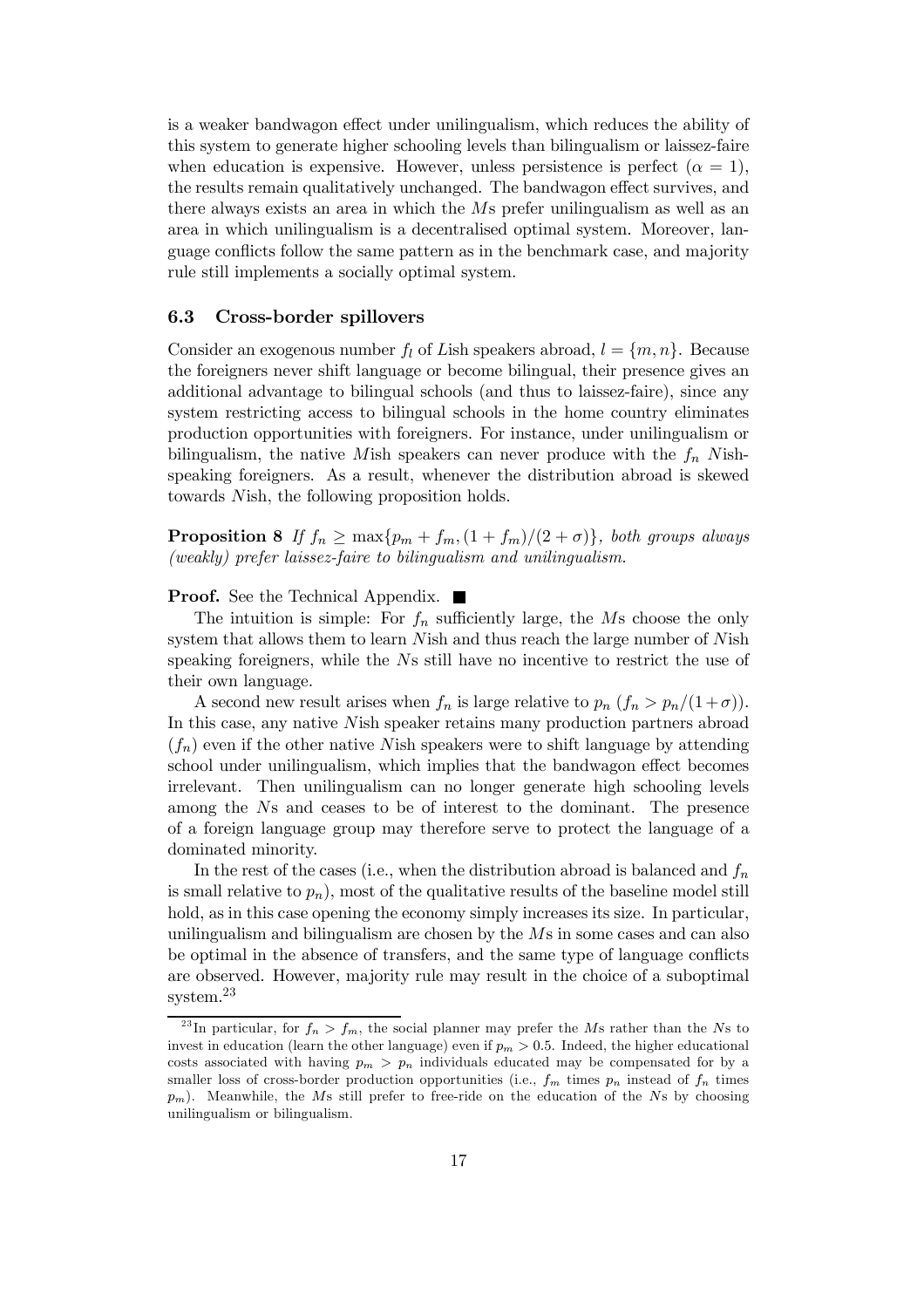is a weaker bandwagon effect under unilingualism, which reduces the ability of this system to generate higher schooling levels than bilingualism or laissez-faire when education is expensive. However, unless persistence is perfect ($\alpha = 1$), the results remain qualitatively unchanged. The bandwagon effect survives, and there always exists an area in which the $M$s prefer unilingualism as well as an area in which unilingualism is a decentralised optimal system. Moreover, language conflicts follow the same pattern as in the benchmark case, and majority rule still implements a socially optimal system.

### 6.3 Cross-border spillovers

Consider an exogenous number $f_l$ of $L$ish speakers abroad, $l = \{m, n\}$. Because the foreigners never shift language or become bilingual, their presence gives an additional advantage to bilingual schools (and thus to laissez-faire), since any system restricting access to bilingual schools in the home country eliminates production opportunities with foreigners. For instance, under unilingualism or bilingualism, the native $M$ish speakers can never produce with the $f_n$ $N$ish-speaking foreigners. As a result, whenever the distribution abroad is skewed towards $N$ish, the following proposition holds.

**Proposition 8** *If $f_n \geq \max\{p_m + f_m, (1 + f_m)/(2 + \sigma)\}$, both groups always (weakly) prefer laissez-faire to bilingualism and unilingualism.*

**Proof.** See the Technical Appendix. ■

The intuition is simple: For $f_n$ sufficiently large, the $M$s choose the only system that allows them to learn $N$ish and thus reach the large number of $N$ish speaking foreigners, while the $N$s still have no incentive to restrict the use of their own language.

A second new result arises when $f_n$ is large relative to $p_n$ ($f_n > p_n/(1+\sigma)$). In this case, any native $N$ish speaker retains many production partners abroad ($f_n$) even if the other native $N$ish speakers were to shift language by attending school under unilingualism, which implies that the bandwagon effect becomes irrelevant. Then unilingualism can no longer generate high schooling levels among the $N$s and ceases to be of interest to the dominant. The presence of a foreign language group may therefore serve to protect the language of a dominated minority.

In the rest of the cases (i.e., when the distribution abroad is balanced and $f_n$ is small relative to $p_n$), most of the qualitative results of the baseline model still hold, as in this case opening the economy simply increases its size. In particular, unilingualism and bilingualism are chosen by the $M$s in some cases and can also be optimal in the absence of transfers, and the same type of language conflicts are observed. However, majority rule may result in the choice of a suboptimal system.[23]

[23] In particular, for $f_n > f_m$, the social planner may prefer the $M$s rather than the $N$s to invest in education (learn the other language) even if $p_m > 0.5$. Indeed, the higher educational costs associated with having $p_m > p_n$ individuals educated may be compensated for by a smaller loss of cross-border production opportunities (i.e., $f_m$ times $p_n$ instead of $f_n$ times $p_m$). Meanwhile, the $M$s still prefer to free-ride on the education of the $N$s by choosing unilingualism or bilingualism.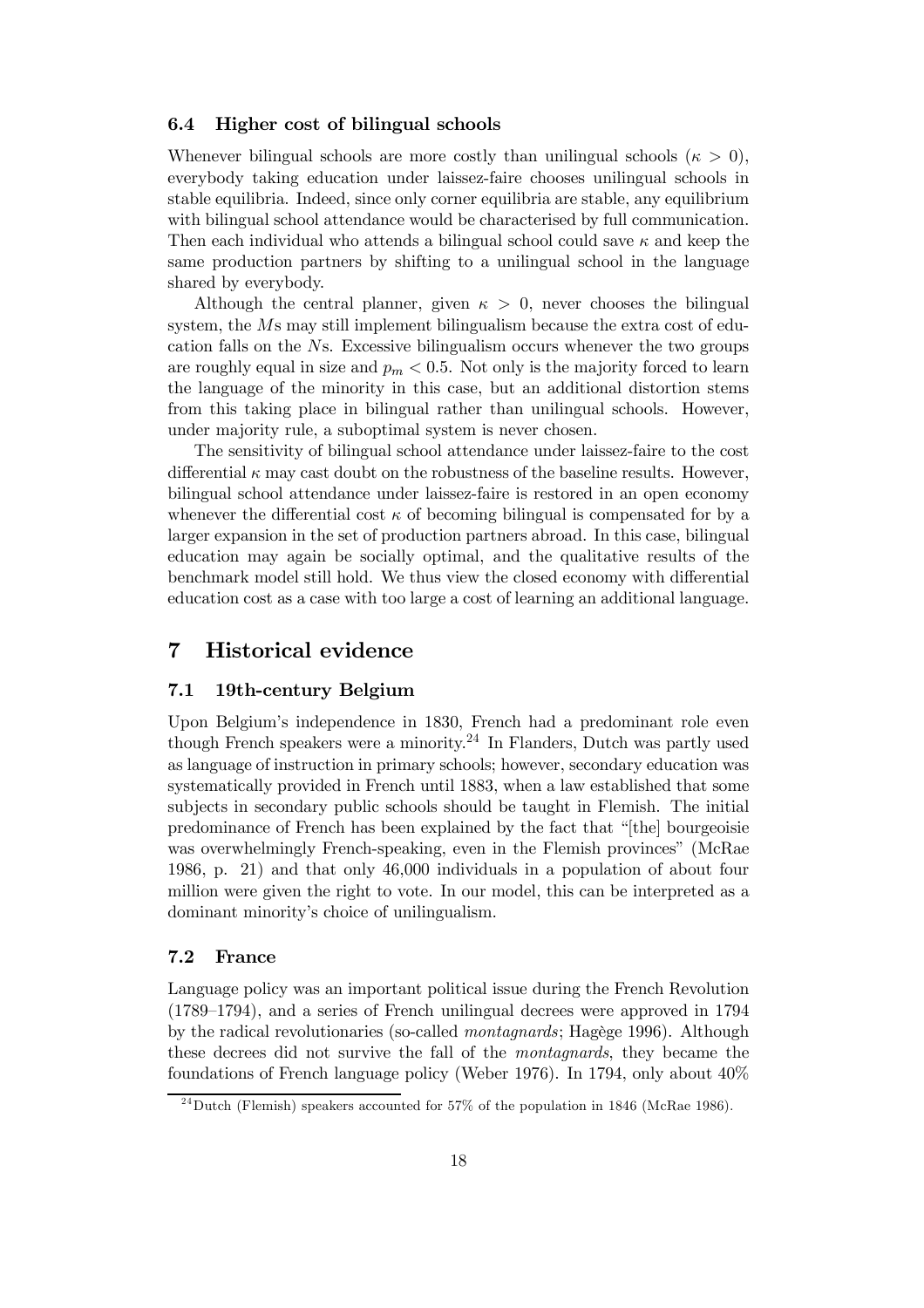### 6.4 Higher cost of bilingual schools

Whenever bilingual schools are more costly than unilingual schools ($\kappa > 0$), everybody taking education under laissez-faire chooses unilingual schools in stable equilibria. Indeed, since only corner equilibria are stable, any equilibrium with bilingual school attendance would be characterised by full communication. Then each individual who attends a bilingual school could save $\kappa$ and keep the same production partners by shifting to a unilingual school in the language shared by everybody.

Although the central planner, given $\kappa > 0$, never chooses the bilingual system, the $M$s may still implement bilingualism because the extra cost of education falls on the $N$s. Excessive bilingualism occurs whenever the two groups are roughly equal in size and $p_m < 0.5$. Not only is the majority forced to learn the language of the minority in this case, but an additional distortion stems from this taking place in bilingual rather than unilingual schools. However, under majority rule, a suboptimal system is never chosen.

The sensitivity of bilingual school attendance under laissez-faire to the cost differential $\kappa$ may cast doubt on the robustness of the baseline results. However, bilingual school attendance under laissez-faire is restored in an open economy whenever the differential cost $\kappa$ of becoming bilingual is compensated for by a larger expansion in the set of production partners abroad. In this case, bilingual education may again be socially optimal, and the qualitative results of the benchmark model still hold. We thus view the closed economy with differential education cost as a case with too large a cost of learning an additional language.

## 7 Historical evidence

### 7.1 19th-century Belgium

Upon Belgium's independence in 1830, French had a predominant role even though French speakers were a minority.[24] In Flanders, Dutch was partly used as language of instruction in primary schools; however, secondary education was systematically provided in French until 1883, when a law established that some subjects in secondary public schools should be taught in Flemish. The initial predominance of French has been explained by the fact that "[the] bourgeoisie was overwhelmingly French-speaking, even in the Flemish provinces" (McRae 1986, p. 21) and that only 46,000 individuals in a population of about four million were given the right to vote. In our model, this can be interpreted as a dominant minority's choice of unilingualism.

### 7.2 France

Language policy was an important political issue during the French Revolution (1789–1794), and a series of French unilingual decrees were approved in 1794 by the radical revolutionaries (so-called *montagnards*; Hagège 1996). Although these decrees did not survive the fall of the *montagnards*, they became the foundations of French language policy (Weber 1976). In 1794, only about 40%

[24] Dutch (Flemish) speakers accounted for 57% of the population in 1846 (McRae 1986).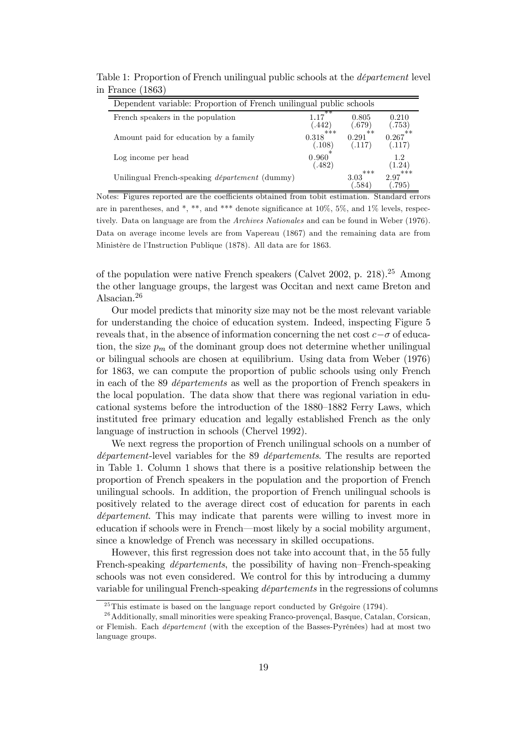Table 1: Proportion of French unilingual public schools at the *département* level in France (1863)

| Dependent variable: Proportion of French unilingual public schools | | | |
|---|---|---|---|
| French speakers in the population | 1.17** | 0.805 | 0.210 |
| | (.442) | (.679) | (.753) |
| Amount paid for education by a family | 0.318*** | 0.291** | 0.267** |
| | (.108) | (.117) | (.117) |
| Log income per head | 0.960* | | 1.2 |
| | (.482) | | (1.24) |
| Unilingual French-speaking *département* (dummy) | | 3.03*** | 2.97*** |
| | | (.584) | (.795) |

Notes: Figures reported are the coefficients obtained from tobit estimation. Standard errors are in parentheses, and *, **, and *** denote significance at 10%, 5%, and 1% levels, respectively. Data on language are from the *Archives Nationales* and can be found in Weber (1976). Data on average income levels are from Vapereau (1867) and the remaining data are from Ministère de l'Instruction Publique (1878). All data are for 1863.

of the population were native French speakers (Calvet 2002, p. 218).[25] Among the other language groups, the largest was Occitan and next came Breton and Alsacian.[26]

Our model predicts that minority size may not be the most relevant variable for understanding the choice of education system. Indeed, inspecting Figure 5 reveals that, in the absence of information concerning the net cost $c-\sigma$ of education, the size $p_m$ of the dominant group does not determine whether unilingual or bilingual schools are chosen at equilibrium. Using data from Weber (1976) for 1863, we can compute the proportion of public schools using only French in each of the 89 *départements* as well as the proportion of French speakers in the local population. The data show that there was regional variation in educational systems before the introduction of the 1880–1882 Ferry Laws, which instituted free primary education and legally established French as the only language of instruction in schools (Chervel 1992).

We next regress the proportion of French unilingual schools on a number of *département*-level variables for the 89 *départements*. The results are reported in Table 1. Column 1 shows that there is a positive relationship between the proportion of French speakers in the population and the proportion of French unilingual schools. In addition, the proportion of French unilingual schools is positively related to the average direct cost of education for parents in each *département*. This may indicate that parents were willing to invest more in education if schools were in French—most likely by a social mobility argument, since a knowledge of French was necessary in skilled occupations.

However, this first regression does not take into account that, in the 55 fully French-speaking *départements*, the possibility of having non–French-speaking schools was not even considered. We control for this by introducing a dummy variable for unilingual French-speaking *départements* in the regressions of columns

[25] This estimate is based on the language report conducted by Grégoire (1794).

[26] Additionally, small minorities were speaking Franco-provençal, Basque, Catalan, Corsican, or Flemish. Each *département* (with the exception of the Basses-Pyrénées) had at most two language groups.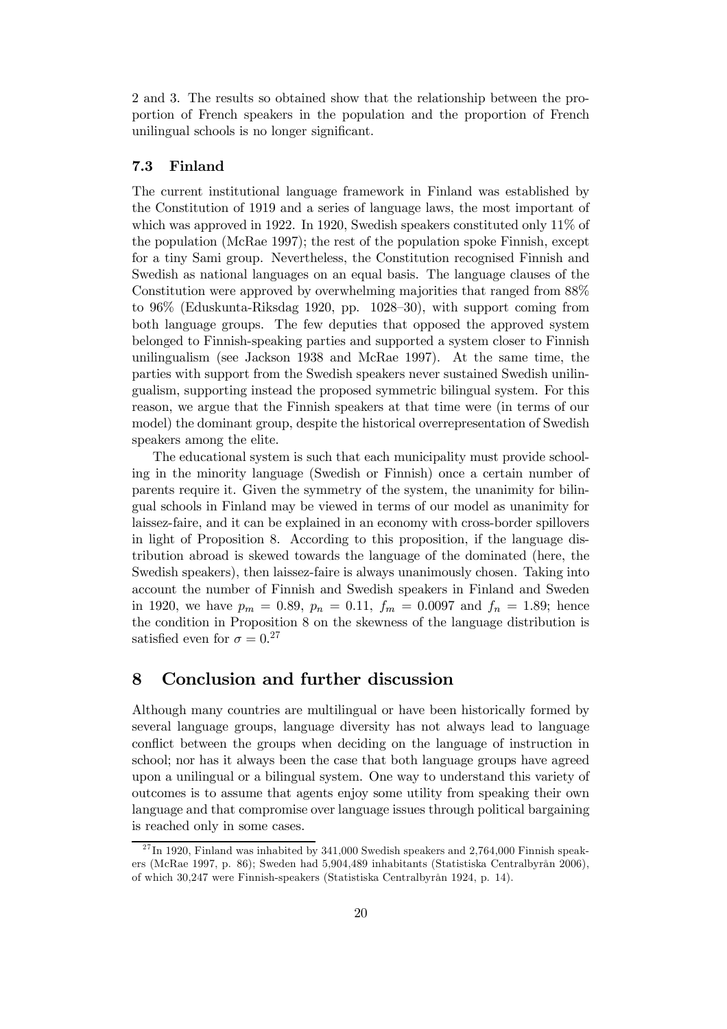2 and 3. The results so obtained show that the relationship between the proportion of French speakers in the population and the proportion of French unilingual schools is no longer significant.

### 7.3 Finland

The current institutional language framework in Finland was established by the Constitution of 1919 and a series of language laws, the most important of which was approved in 1922. In 1920, Swedish speakers constituted only 11% of the population (McRae 1997); the rest of the population spoke Finnish, except for a tiny Sami group. Nevertheless, the Constitution recognised Finnish and Swedish as national languages on an equal basis. The language clauses of the Constitution were approved by overwhelming majorities that ranged from 88% to 96% (Eduskunta-Riksdag 1920, pp. 1028–30), with support coming from both language groups. The few deputies that opposed the approved system belonged to Finnish-speaking parties and supported a system closer to Finnish unilingualism (see Jackson 1938 and McRae 1997). At the same time, the parties with support from the Swedish speakers never sustained Swedish unilingualism, supporting instead the proposed symmetric bilingual system. For this reason, we argue that the Finnish speakers at that time were (in terms of our model) the dominant group, despite the historical overrepresentation of Swedish speakers among the elite.

The educational system is such that each municipality must provide schooling in the minority language (Swedish or Finnish) once a certain number of parents require it. Given the symmetry of the system, the unanimity for bilingual schools in Finland may be viewed in terms of our model as unanimity for laissez-faire, and it can be explained in an economy with cross-border spillovers in light of Proposition 8. According to this proposition, if the language distribution abroad is skewed towards the language of the dominated (here, the Swedish speakers), then laissez-faire is always unanimously chosen. Taking into account the number of Finnish and Swedish speakers in Finland and Sweden in 1920, we have $p_m = 0.89$, $p_n = 0.11$, $f_m = 0.0097$ and $f_n = 1.89$; hence the condition in Proposition 8 on the skewness of the language distribution is satisfied even for $\sigma = 0$.[27]

## 8 Conclusion and further discussion

Although many countries are multilingual or have been historically formed by several language groups, language diversity has not always lead to language conflict between the groups when deciding on the language of instruction in school; nor has it always been the case that both language groups have agreed upon a unilingual or a bilingual system. One way to understand this variety of outcomes is to assume that agents enjoy some utility from speaking their own language and that compromise over language issues through political bargaining is reached only in some cases.

[27] In 1920, Finland was inhabited by 341,000 Swedish speakers and 2,764,000 Finnish speakers (McRae 1997, p. 86); Sweden had 5,904,489 inhabitants (Statistiska Centralbyrån 2006), of which 30,247 were Finnish-speakers (Statistiska Centralbyrån 1924, p. 14).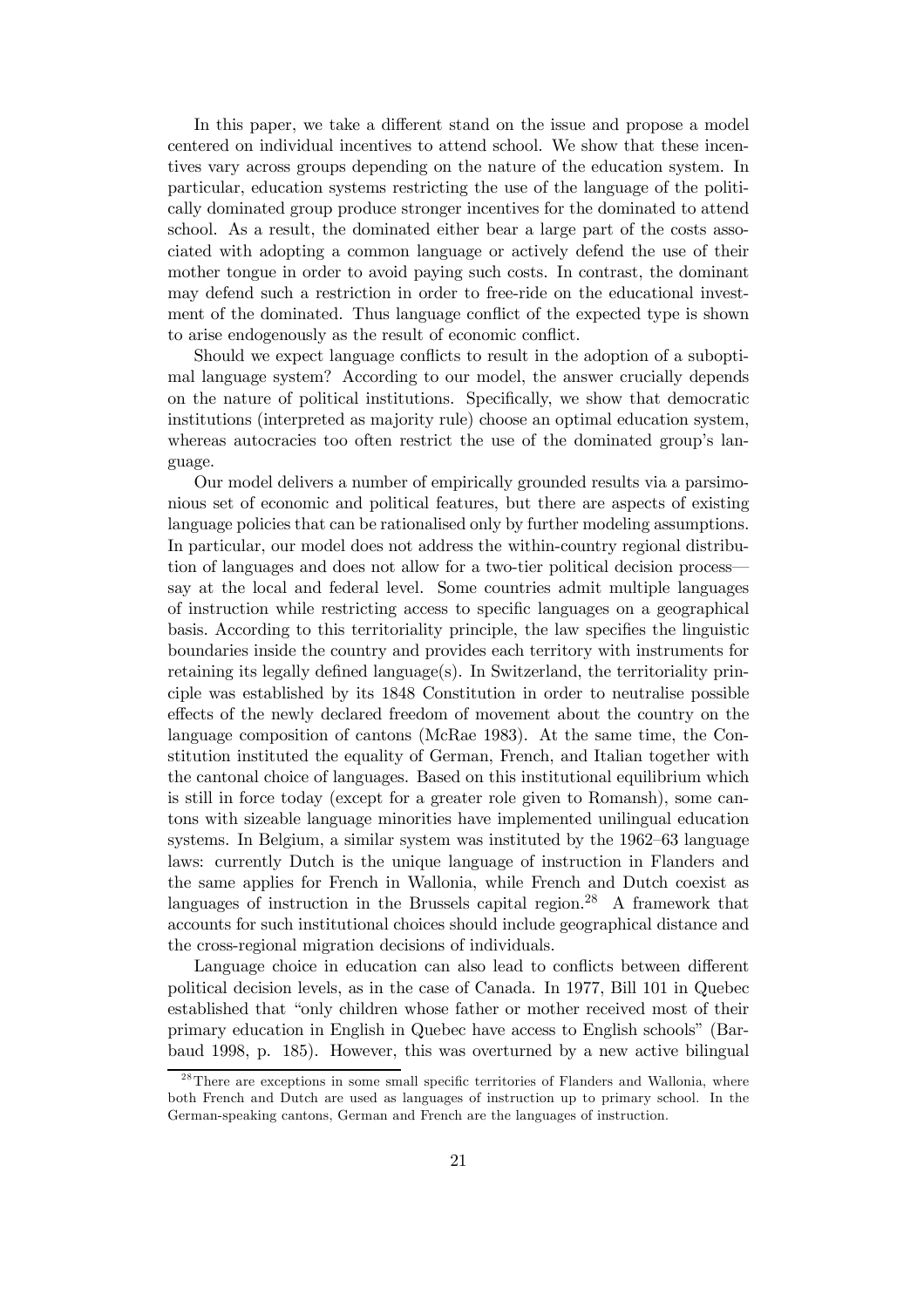In this paper, we take a different stand on the issue and propose a model centered on individual incentives to attend school. We show that these incentives vary across groups depending on the nature of the education system. In particular, education systems restricting the use of the language of the politically dominated group produce stronger incentives for the dominated to attend school. As a result, the dominated either bear a large part of the costs associated with adopting a common language or actively defend the use of their mother tongue in order to avoid paying such costs. In contrast, the dominant may defend such a restriction in order to free-ride on the educational investment of the dominated. Thus language conflict of the expected type is shown to arise endogenously as the result of economic conflict.

Should we expect language conflicts to result in the adoption of a suboptimal language system? According to our model, the answer crucially depends on the nature of political institutions. Specifically, we show that democratic institutions (interpreted as majority rule) choose an optimal education system, whereas autocracies too often restrict the use of the dominated group's language.

Our model delivers a number of empirically grounded results via a parsimonious set of economic and political features, but there are aspects of existing language policies that can be rationalised only by further modeling assumptions. In particular, our model does not address the within-country regional distribution of languages and does not allow for a two-tier political decision process—say at the local and federal level. Some countries admit multiple languages of instruction while restricting access to specific languages on a geographical basis. According to this territoriality principle, the law specifies the linguistic boundaries inside the country and provides each territory with instruments for retaining its legally defined language(s). In Switzerland, the territoriality principle was established by its 1848 Constitution in order to neutralise possible effects of the newly declared freedom of movement about the country on the language composition of cantons (McRae 1983). At the same time, the Constitution instituted the equality of German, French, and Italian together with the cantonal choice of languages. Based on this institutional equilibrium which is still in force today (except for a greater role given to Romansh), some cantons with sizeable language minorities have implemented unilingual education systems. In Belgium, a similar system was instituted by the 1962–63 language laws: currently Dutch is the unique language of instruction in Flanders and the same applies for French in Wallonia, while French and Dutch coexist as languages of instruction in the Brussels capital region.[28] A framework that accounts for such institutional choices should include geographical distance and the cross-regional migration decisions of individuals.

Language choice in education can also lead to conflicts between different political decision levels, as in the case of Canada. In 1977, Bill 101 in Quebec established that "only children whose father or mother received most of their primary education in English in Quebec have access to English schools" (Barbaud 1998, p. 185). However, this was overturned by a new active bilingual

[28] There are exceptions in some small specific territories of Flanders and Wallonia, where both French and Dutch are used as languages of instruction up to primary school. In the German-speaking cantons, German and French are the languages of instruction.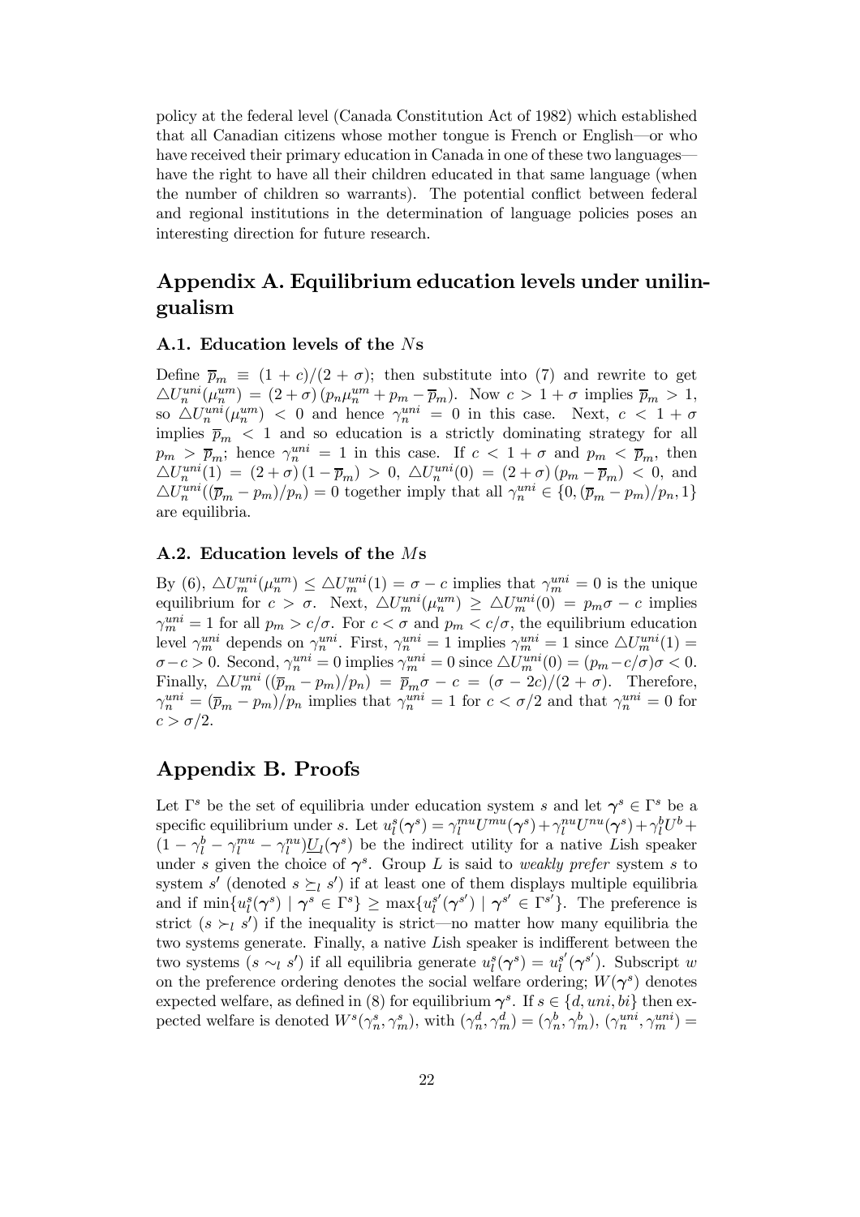policy at the federal level (Canada Constitution Act of 1982) which established that all Canadian citizens whose mother tongue is French or English—or who have received their primary education in Canada in one of these two languages—have the right to have all their children educated in that same language (when the number of children so warrants). The potential conflict between federal and regional institutions in the determination of language policies poses an interesting direction for future research.

# Appendix A. Equilibrium education levels under unilingualism

## A.1. Education levels of the $N$s

Define $\overline{p}_m \equiv (1+c)/(2+\sigma)$; then substitute into (7) and rewrite to get $\triangle U_n^{uni}(\mu_n^{um}) = (2+\sigma)\,(p_n\mu_n^{um} + p_m - \overline{p}_m)$. Now $c > 1+\sigma$ implies $\overline{p}_m > 1$, so $\triangle U_n^{uni}(\mu_n^{um}) < 0$ and hence $\gamma_n^{uni} = 0$ in this case. Next, $c < 1+\sigma$ implies $\overline{p}_m < 1$ and so education is a strictly dominating strategy for all $p_m > \overline{p}_m$; hence $\gamma_n^{uni} = 1$ in this case. If $c < 1+\sigma$ and $p_m < \overline{p}_m$, then $\triangle U_n^{uni}(1) = (2+\sigma)\,(1-\overline{p}_m) > 0$, $\triangle U_n^{uni}(0) = (2+\sigma)\,(p_m - \overline{p}_m) < 0$, and $\triangle U_n^{uni}((\overline{p}_m - p_m)/p_n) = 0$ together imply that all $\gamma_n^{uni} \in \{0, (\overline{p}_m - p_m)/p_n, 1\}$ are equilibria.

## A.2. Education levels of the $M$s

By (6), $\triangle U_m^{uni}(\mu_n^{um}) \leq \triangle U_m^{uni}(1) = \sigma - c$ implies that $\gamma_m^{uni} = 0$ is the unique equilibrium for $c > \sigma$. Next, $\triangle U_m^{uni}(\mu_n^{um}) \geq \triangle U_m^{uni}(0) = p_m\sigma - c$ implies $\gamma_m^{uni} = 1$ for all $p_m > c/\sigma$. For $c < \sigma$ and $p_m < c/\sigma$, the equilibrium education level $\gamma_m^{uni}$ depends on $\gamma_n^{uni}$. First, $\gamma_n^{uni} = 1$ implies $\gamma_m^{uni} = 1$ since $\triangle U_m^{uni}(1) = \sigma - c > 0$. Second, $\gamma_n^{uni} = 0$ implies $\gamma_m^{uni} = 0$ since $\triangle U_m^{uni}(0) = (p_m - c/\sigma)\sigma < 0$. Finally, $\triangle U_m^{uni}((\overline{p}_m - p_m)/p_n) = \overline{p}_m\sigma - c = (\sigma - 2c)/(2+\sigma)$. Therefore, $\gamma_n^{uni} = (\overline{p}_m - p_m)/p_n$ implies that $\gamma_n^{uni} = 1$ for $c < \sigma/2$ and that $\gamma_n^{uni} = 0$ for $c > \sigma/2$.

# Appendix B. Proofs

Let $\Gamma^s$ be the set of equilibria under education system $s$ and let $\boldsymbol{\gamma}^s \in \Gamma^s$ be a specific equilibrium under $s$. Let $u_l^s(\boldsymbol{\gamma}^s) = \gamma_l^{mu}U^{mu}(\boldsymbol{\gamma}^s) + \gamma_l^{nu}U^{nu}(\boldsymbol{\gamma}^s) + \gamma_l^b U^b + (1 - \gamma_l^b - \gamma_l^{mu} - \gamma_l^{nu})\underline{U_l}(\boldsymbol{\gamma}^s)$ be the indirect utility for a native $L$ish speaker under $s$ given the choice of $\boldsymbol{\gamma}^s$. Group $L$ is said to *weakly prefer* system $s$ to system $s'$ (denoted $s \succeq_l s'$) if at least one of them displays multiple equilibria and if $\min\{u_l^s(\boldsymbol{\gamma}^s) \mid \boldsymbol{\gamma}^s \in \Gamma^s\} \geq \max\{u_l^{s'}(\boldsymbol{\gamma}^{s'}) \mid \boldsymbol{\gamma}^{s'} \in \Gamma^{s'}\}$. The preference is strict ($s \succ_l s'$) if the inequality is strict—no matter how many equilibria the two systems generate. Finally, a native $L$ish speaker is indifferent between the two systems ($s \sim_l s'$) if all equilibria generate $u_l^s(\boldsymbol{\gamma}^s) = u_l^{s'}(\boldsymbol{\gamma}^{s'})$. Subscript $w$ on the preference ordering denotes the social welfare ordering; $W(\boldsymbol{\gamma}^s)$ denotes expected welfare, as defined in (8) for equilibrium $\boldsymbol{\gamma}^s$. If $s \in \{d, uni, bi\}$ then expected welfare is denoted $W^s(\gamma_n^s, \gamma_m^s)$, with $(\gamma_n^d, \gamma_m^d) = (\gamma_n^b, \gamma_m^b)$, $(\gamma_n^{uni}, \gamma_m^{uni}) =$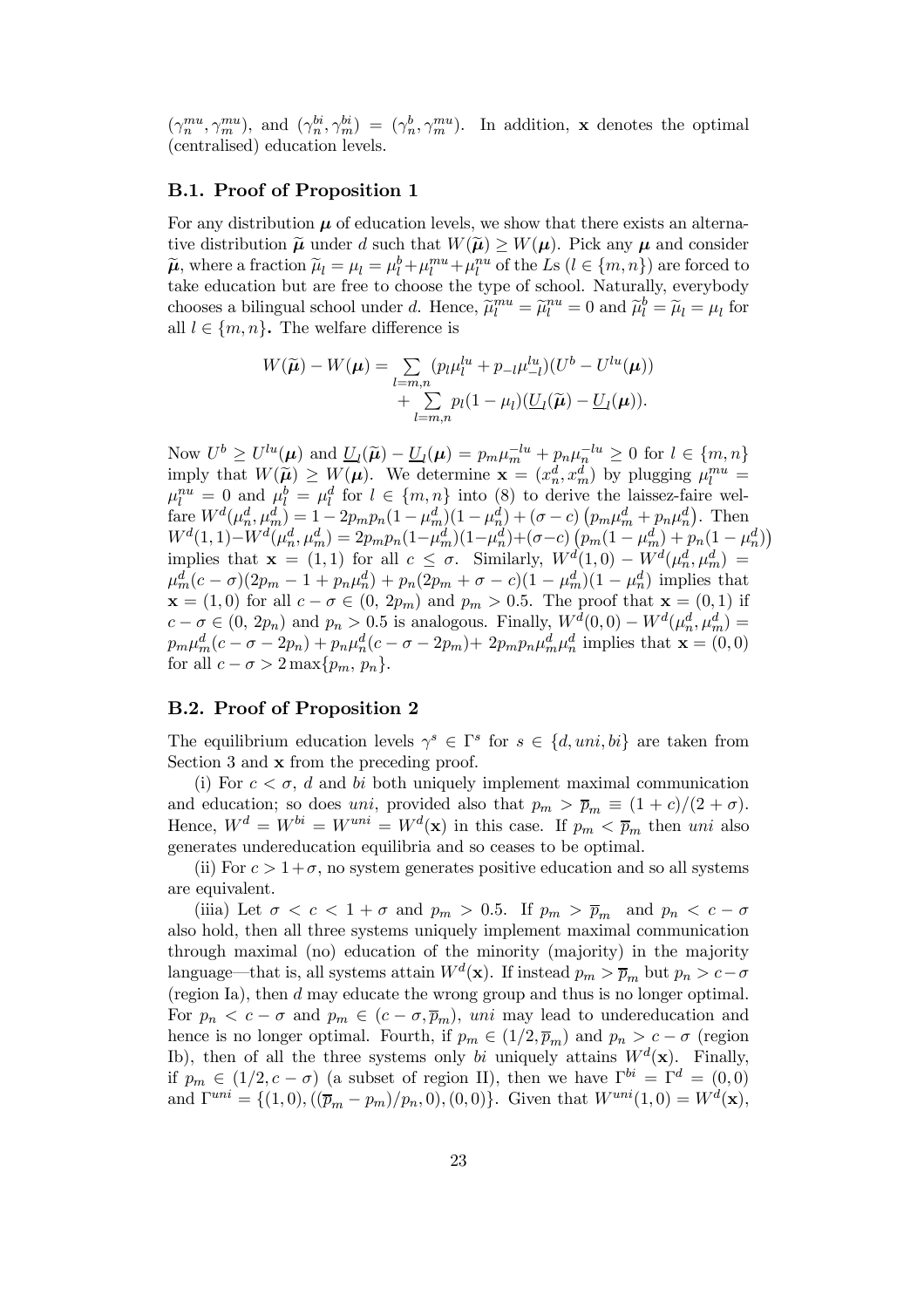$(\gamma_n^{mu}, \gamma_m^{mu})$, and $(\gamma_n^{bi}, \gamma_m^{bi}) = (\gamma_n^{b}, \gamma_m^{mu})$. In addition, $\mathbf{x}$ denotes the optimal (centralised) education levels.

### B.1. Proof of Proposition 1

For any distribution $\boldsymbol{\mu}$ of education levels, we show that there exists an alternative distribution $\widetilde{\boldsymbol{\mu}}$ under $d$ such that $W(\widetilde{\boldsymbol{\mu}}) \geq W(\boldsymbol{\mu})$. Pick any $\boldsymbol{\mu}$ and consider $\widetilde{\boldsymbol{\mu}}$, where a fraction $\widetilde{\mu}_l = \mu_l = \mu_l^b + \mu_l^{mu} + \mu_l^{nu}$ of the $L$s ($l \in \{m, n\}$) are forced to take education but are free to choose the type of school. Naturally, everybody chooses a bilingual school under $d$. Hence, $\widetilde{\mu}_l^{mu} = \widetilde{\mu}_l^{nu} = 0$ and $\widetilde{\mu}_l^b = \widetilde{\mu}_l = \mu_l$ for all $l \in \{m, n\}$**.** The welfare difference is

$$
\begin{aligned}
W(\widetilde{\boldsymbol{\mu}}) - W(\boldsymbol{\mu}) = & \sum_{l=m,n} (p_l \mu_l^{lu} + p_{-l} \mu_{-l}^{lu})(U^b - U^{lu}(\boldsymbol{\mu})) \\
& + \sum_{l=m,n} p_l (1 - \mu_l)(\underline{U}_l(\widetilde{\boldsymbol{\mu}}) - \underline{U}_l(\boldsymbol{\mu})).
\end{aligned}
$$

Now $U^b \geq U^{lu}(\boldsymbol{\mu})$ and $\underline{U}_l(\widetilde{\boldsymbol{\mu}}) - \underline{U}_l(\boldsymbol{\mu}) = p_m \mu_m^{-lu} + p_n \mu_n^{-lu} \geq 0$ for $l \in \{m, n\}$ imply that $W(\widetilde{\boldsymbol{\mu}}) \geq W(\boldsymbol{\mu})$. We determine $\mathbf{x} = (x_n^d, x_m^d)$ by plugging $\mu_l^{mu} = \mu_l^{nu} = 0$ and $\mu_l^b = \mu_l^d$ for $l \in \{m, n\}$ into (8) to derive the laissez-faire welfare $W^d(\mu_n^d, \mu_m^d) = 1 - 2p_m p_n (1 - \mu_m^d)(1 - \mu_n^d) + (\sigma - c)\left(p_m \mu_m^d + p_n \mu_n^d\right)$. Then $W^d(1,1) - W^d(\mu_n^d, \mu_m^d) = 2p_m p_n (1 - \mu_m^d)(1 - \mu_n^d) + (\sigma - c)\left(p_m (1 - \mu_m^d) + p_n (1 - \mu_n^d)\right)$ implies that $\mathbf{x} = (1, 1)$ for all $c \leq \sigma$. Similarly, $W^d(1, 0) - W^d(\mu_n^d, \mu_m^d) = \mu_m^d (c - \sigma)(2p_m - 1 + p_n \mu_n^d) + p_n (2p_m + \sigma - c)(1 - \mu_m^d)(1 - \mu_n^d)$ implies that $\mathbf{x} = (1, 0)$ for all $c - \sigma \in (0,\, 2p_m)$ and $p_m > 0.5$. The proof that $\mathbf{x} = (0, 1)$ if $c - \sigma \in (0,\, 2p_n)$ and $p_n > 0.5$ is analogous. Finally, $W^d(0, 0) - W^d(\mu_n^d, \mu_m^d) = p_m \mu_m^d (c - \sigma - 2p_n) + p_n \mu_n^d (c - \sigma - 2p_m) + 2p_m p_n \mu_m^d \mu_n^d$ implies that $\mathbf{x} = (0, 0)$ for all $c - \sigma > 2 \max\{p_m,\, p_n\}$.

### B.2. Proof of Proposition 2

The equilibrium education levels $\gamma^s \in \Gamma^s$ for $s \in \{d, uni, bi\}$ are taken from Section 3 and $\mathbf{x}$ from the preceding proof.

(i) For $c < \sigma$, $d$ and $bi$ both uniquely implement maximal communication and education; so does $uni$, provided also that $p_m > \overline{p}_m \equiv (1 + c)/(2 + \sigma)$. Hence, $W^d = W^{bi} = W^{uni} = W^d(\mathbf{x})$ in this case. If $p_m < \overline{p}_m$ then $uni$ also generates undereducation equilibria and so ceases to be optimal.

(ii) For $c > 1 + \sigma$, no system generates positive education and so all systems are equivalent.

(iiia) Let $\sigma < c < 1 + \sigma$ and $p_m > 0.5$. If $p_m > \overline{p}_m$ and $p_n < c - \sigma$ also hold, then all three systems uniquely implement maximal communication through maximal (no) education of the minority (majority) in the majority language—that is, all systems attain $W^d(\mathbf{x})$. If instead $p_m > \overline{p}_m$ but $p_n > c - \sigma$ (region Ia), then $d$ may educate the wrong group and thus is no longer optimal. For $p_n < c - \sigma$ and $p_m \in (c - \sigma, \overline{p}_m)$, $uni$ may lead to undereducation and hence is no longer optimal. Fourth, if $p_m \in (1/2, \overline{p}_m)$ and $p_n > c - \sigma$ (region Ib), then of all the three systems only $bi$ uniquely attains $W^d(\mathbf{x})$. Finally, if $p_m \in (1/2, c - \sigma)$ (a subset of region II), then we have $\Gamma^{bi} = \Gamma^d = (0, 0)$ and $\Gamma^{uni} = \{(1, 0), ((\overline{p}_m - p_m)/p_n, 0), (0, 0)\}$. Given that $W^{uni}(1, 0) = W^d(\mathbf{x})$,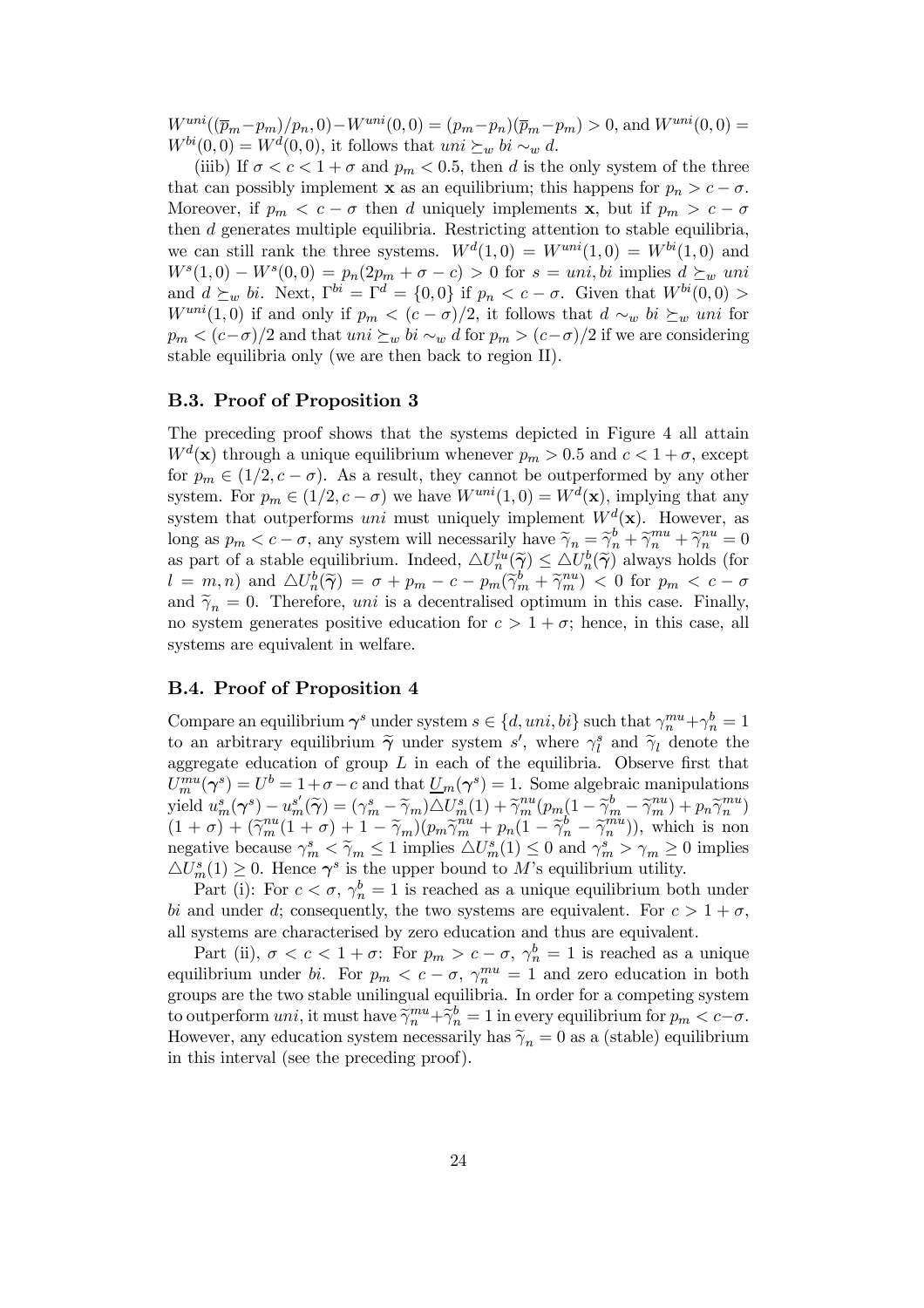$W^{uni}((\overline{p}_m - p_m)/p_n, 0) - W^{uni}(0,0) = (p_m - p_n)(\overline{p}_m - p_m) > 0$, and $W^{uni}(0,0) = W^{bi}(0,0) = W^d(0,0)$, it follows that $uni \succeq_w bi \sim_w d$.

(iiib) If $\sigma < c < 1+\sigma$ and $p_m < 0.5$, then $d$ is the only system of the three that can possibly implement $\mathbf{x}$ as an equilibrium; this happens for $p_n > c - \sigma$. Moreover, if $p_m < c - \sigma$ then $d$ uniquely implements $\mathbf{x}$, but if $p_m > c - \sigma$ then $d$ generates multiple equilibria. Restricting attention to stable equilibria, we can still rank the three systems. $W^d(1,0) = W^{uni}(1,0) = W^{bi}(1,0)$ and $W^s(1,0) - W^s(0,0) = p_n(2p_m + \sigma - c) > 0$ for $s = uni, bi$ implies $d \succeq_w uni$ and $d \succeq_w bi$. Next, $\Gamma^{bi} = \Gamma^d = \{0,0\}$ if $p_n < c - \sigma$. Given that $W^{bi}(0,0) > W^{uni}(1,0)$ if and only if $p_m < (c-\sigma)/2$, it follows that $d \sim_w bi \succeq_w uni$ for $p_m < (c-\sigma)/2$ and that $uni \succeq_w bi \sim_w d$ for $p_m > (c-\sigma)/2$ if we are considering stable equilibria only (we are then back to region II).

### B.3. Proof of Proposition 3

The preceding proof shows that the systems depicted in Figure 4 all attain $W^d(\mathbf{x})$ through a unique equilibrium whenever $p_m > 0.5$ and $c < 1+\sigma$, except for $p_m \in (1/2, c-\sigma)$. As a result, they cannot be outperformed by any other system. For $p_m \in (1/2, c-\sigma)$ we have $W^{uni}(1,0) = W^d(\mathbf{x})$, implying that any system that outperforms $uni$ must uniquely implement $W^d(\mathbf{x})$. However, as long as $p_m < c - \sigma$, any system will necessarily have $\widetilde{\gamma}_n = \widetilde{\gamma}_n^b + \widetilde{\gamma}_n^{mu} + \widetilde{\gamma}_n^{nu} = 0$ as part of a stable equilibrium. Indeed, $\triangle U_n^{lu}(\widetilde{\boldsymbol{\gamma}}) \leq \triangle U_n^b(\widetilde{\boldsymbol{\gamma}})$ always holds (for $l = m, n$) and $\triangle U_n^b(\widetilde{\boldsymbol{\gamma}}) = \sigma + p_m - c - p_m(\widetilde{\gamma}_m^b + \widetilde{\gamma}_m^{nu}) < 0$ for $p_m < c - \sigma$ and $\widetilde{\gamma}_n = 0$. Therefore, $uni$ is a decentralised optimum in this case. Finally, no system generates positive education for $c > 1+\sigma$; hence, in this case, all systems are equivalent in welfare.

### B.4. Proof of Proposition 4

Compare an equilibrium $\boldsymbol{\gamma}^s$ under system $s \in \{d, uni, bi\}$ such that $\gamma_n^{mu} + \gamma_n^b = 1$ to an arbitrary equilibrium $\widetilde{\boldsymbol{\gamma}}$ under system $s'$, where $\gamma_l^s$ and $\widetilde{\gamma}_l$ denote the aggregate education of group $L$ in each of the equilibria. Observe first that $U_m^{mu}(\boldsymbol{\gamma}^s) = U^b = 1 + \sigma - c$ and that $\underline{U}_m(\boldsymbol{\gamma}^s) = 1$. Some algebraic manipulations yield $u_m^s(\boldsymbol{\gamma}^s) - u_m^{s'}(\widetilde{\boldsymbol{\gamma}}) = (\gamma_m^s - \widetilde{\gamma}_m)\triangle U_m^s(1) + \widetilde{\gamma}_m^{nu}(p_m(1 - \widetilde{\gamma}_m^b - \widetilde{\gamma}_m^{nu}) + p_n\widetilde{\gamma}_n^{mu})(1+\sigma) + (\widetilde{\gamma}_m^{nu}(1+\sigma) + 1 - \widetilde{\gamma}_m)(p_m\widetilde{\gamma}_m^{nu} + p_n(1 - \widetilde{\gamma}_n^b - \widetilde{\gamma}_n^{mu}))$, which is non negative because $\gamma_m^s < \widetilde{\gamma}_m \leq 1$ implies $\triangle U_m^s(1) \leq 0$ and $\gamma_m^s > \gamma_m \geq 0$ implies $\triangle U_m^s(1) \geq 0$. Hence $\boldsymbol{\gamma}^s$ is the upper bound to $M$'s equilibrium utility.

Part (i): For $c < \sigma$, $\gamma_n^b = 1$ is reached as a unique equilibrium both under $bi$ and under $d$; consequently, the two systems are equivalent. For $c > 1+\sigma$, all systems are characterised by zero education and thus are equivalent.

Part (ii), $\sigma < c < 1+\sigma$: For $p_m > c - \sigma$, $\gamma_n^b = 1$ is reached as a unique equilibrium under $bi$. For $p_m < c - \sigma$, $\gamma_n^{mu} = 1$ and zero education in both groups are the two stable unilingual equilibria. In order for a competing system to outperform $uni$, it must have $\widetilde{\gamma}_n^{mu} + \widetilde{\gamma}_n^b = 1$ in every equilibrium for $p_m < c - \sigma$. However, any education system necessarily has $\widetilde{\gamma}_n = 0$ as a (stable) equilibrium in this interval (see the preceding proof).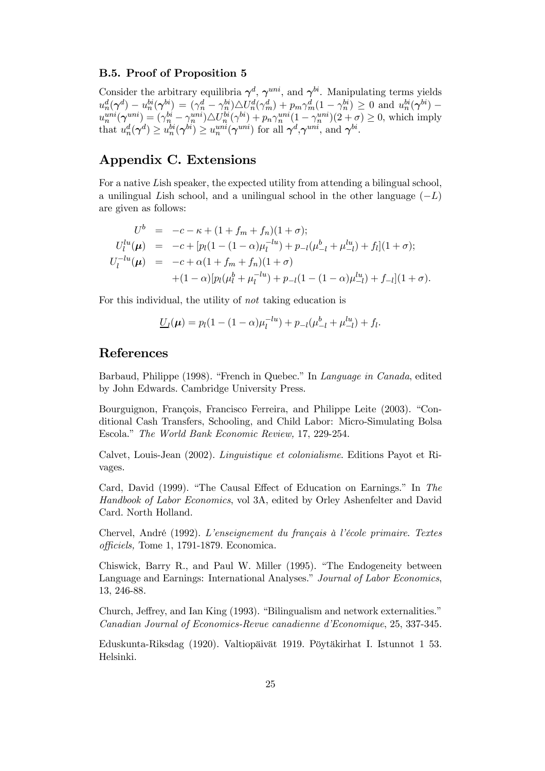### B.5. Proof of Proposition 5

Consider the arbitrary equilibria $\boldsymbol{\gamma}^d$, $\boldsymbol{\gamma}^{uni}$, and $\boldsymbol{\gamma}^{bi}$. Manipulating terms yields $u_n^d(\boldsymbol{\gamma}^d) - u_n^{bi}(\boldsymbol{\gamma}^{bi}) = (\gamma_n^d - \gamma_n^{bi})\triangle U_n^d(\gamma_m^d) + p_m\gamma_m^d(1-\gamma_n^{bi}) \geq 0$ and $u_n^{bi}(\boldsymbol{\gamma}^{bi}) - u_n^{uni}(\boldsymbol{\gamma}^{uni}) = (\gamma_n^{bi} - \gamma_n^{uni})\triangle U_n^{bi}(\gamma^{bi}) + p_n\gamma_n^{uni}(1-\gamma_n^{uni})(2+\sigma) \geq 0$, which imply that $u_n^d(\boldsymbol{\gamma}^d) \geq u_n^{bi}(\boldsymbol{\gamma}^{bi}) \geq u_n^{uni}(\boldsymbol{\gamma}^{uni})$ for all $\boldsymbol{\gamma}^d$,$\boldsymbol{\gamma}^{uni}$, and $\boldsymbol{\gamma}^{bi}$.

## Appendix C. Extensions

For a native $L$ish speaker, the expected utility from attending a bilingual school, a unilingual $L$ish school, and a unilingual school in the other language $(-L)$ are given as follows:

$$
\begin{aligned}
U^b &= -c - \kappa + (1 + f_m + f_n)(1+\sigma); \\
U_l^{lu}(\boldsymbol{\mu}) &= -c + [p_l(1-(1-\alpha)\mu_l^{-lu}) + p_{-l}(\mu_{-l}^b + \mu_{-l}^{lu}) + f_l](1+\sigma); \\
U_l^{-lu}(\boldsymbol{\mu}) &= -c + \alpha(1 + f_m + f_n)(1+\sigma) \\
&\quad + (1-\alpha)[p_l(\mu_l^b + \mu_l^{-lu}) + p_{-l}(1-(1-\alpha)\mu_{-l}^{lu}) + f_{-l}](1+\sigma).
\end{aligned}
$$

For this individual, the utility of *not* taking education is

$$
\underline{U}_l(\boldsymbol{\mu}) = p_l(1-(1-\alpha)\mu_l^{-lu}) + p_{-l}(\mu_{-l}^b + \mu_{-l}^{lu}) + f_l.
$$

## References

Barbaud, Philippe (1998). "French in Quebec." In *Language in Canada*, edited by John Edwards. Cambridge University Press.

Bourguignon, François, Francisco Ferreira, and Philippe Leite (2003). "Conditional Cash Transfers, Schooling, and Child Labor: Micro-Simulating Bolsa Escola." *The World Bank Economic Review,* 17, 229-254.

Calvet, Louis-Jean (2002). *Linguistique et colonialisme*. Editions Payot et Rivages.

Card, David (1999). "The Causal Effect of Education on Earnings." In *The Handbook of Labor Economics*, vol 3A, edited by Orley Ashenfelter and David Card. North Holland.

Chervel, André (1992). *L'enseignement du français à l'école primaire. Textes officiels,* Tome 1, 1791-1879. Economica.

Chiswick, Barry R., and Paul W. Miller (1995). "The Endogeneity between Language and Earnings: International Analyses." *Journal of Labor Economics*, 13, 246-88.

Church, Jeffrey, and Ian King (1993). "Bilingualism and network externalities." *Canadian Journal of Economics-Revue canadienne d'Economique*, 25, 337-345.

Eduskunta-Riksdag (1920). Valtiopäivät 1919. Pöytäkirhat I. Istunnot 1 53. Helsinki.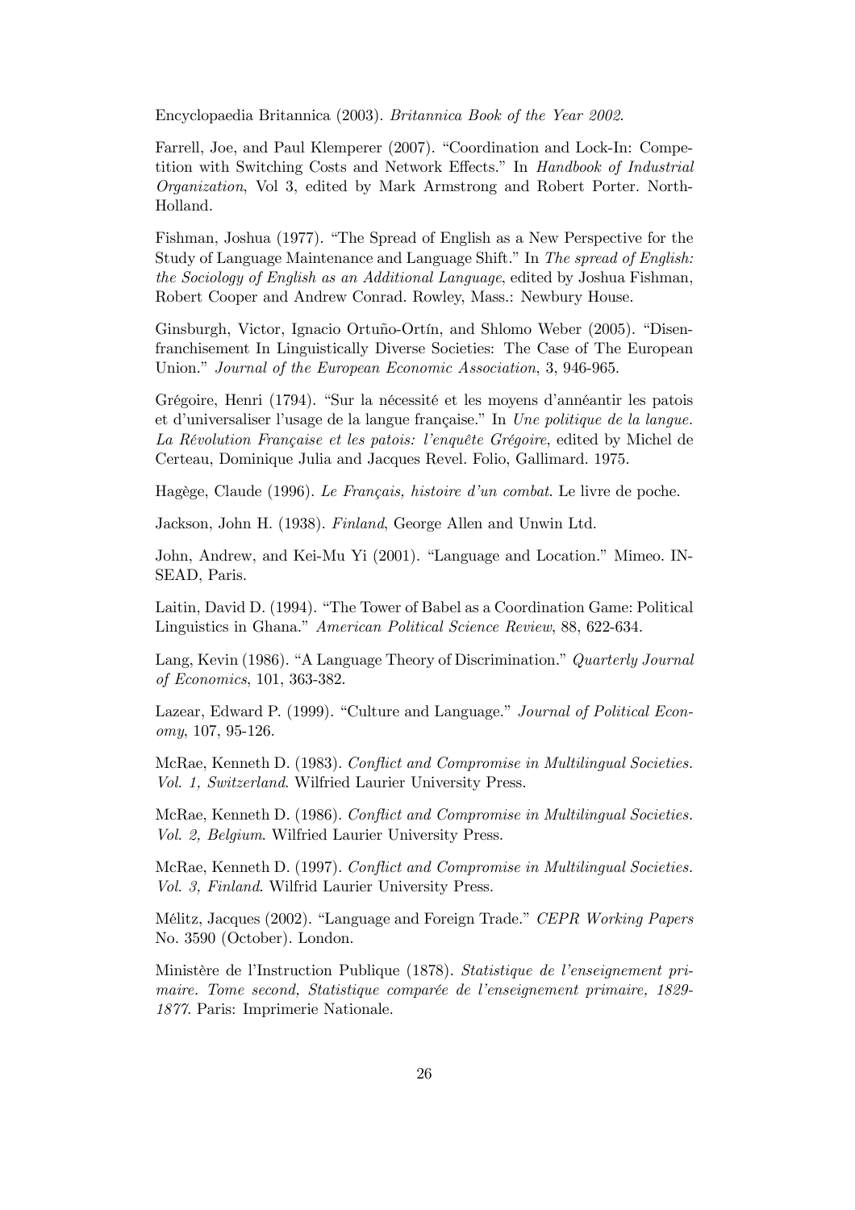Encyclopaedia Britannica (2003). *Britannica Book of the Year 2002*.

Farrell, Joe, and Paul Klemperer (2007). "Coordination and Lock-In: Competition with Switching Costs and Network Effects." In *Handbook of Industrial Organization*, Vol 3, edited by Mark Armstrong and Robert Porter. North-Holland.

Fishman, Joshua (1977). "The Spread of English as a New Perspective for the Study of Language Maintenance and Language Shift." In *The spread of English: the Sociology of English as an Additional Language*, edited by Joshua Fishman, Robert Cooper and Andrew Conrad. Rowley, Mass.: Newbury House.

Ginsburgh, Victor, Ignacio Ortuño-Ortín, and Shlomo Weber (2005). "Disenfranchisement In Linguistically Diverse Societies: The Case of The European Union." *Journal of the European Economic Association*, 3, 946-965.

Grégoire, Henri (1794). "Sur la nécessité et les moyens d'annéantir les patois et d'universaliser l'usage de la langue française." In *Une politique de la langue. La Révolution Française et les patois: l'enquête Grégoire*, edited by Michel de Certeau, Dominique Julia and Jacques Revel. Folio, Gallimard. 1975.

Hagège, Claude (1996). *Le Français, histoire d'un combat*. Le livre de poche.

Jackson, John H. (1938). *Finland*, George Allen and Unwin Ltd.

John, Andrew, and Kei-Mu Yi (2001). "Language and Location." Mimeo. INSEAD, Paris.

Laitin, David D. (1994). "The Tower of Babel as a Coordination Game: Political Linguistics in Ghana." *American Political Science Review*, 88, 622-634.

Lang, Kevin (1986). "A Language Theory of Discrimination." *Quarterly Journal of Economics*, 101, 363-382.

Lazear, Edward P. (1999). "Culture and Language." *Journal of Political Economy*, 107, 95-126.

McRae, Kenneth D. (1983). *Conflict and Compromise in Multilingual Societies. Vol. 1, Switzerland*. Wilfried Laurier University Press.

McRae, Kenneth D. (1986). *Conflict and Compromise in Multilingual Societies. Vol. 2, Belgium*. Wilfried Laurier University Press.

McRae, Kenneth D. (1997). *Conflict and Compromise in Multilingual Societies. Vol. 3, Finland*. Wilfrid Laurier University Press.

Mélitz, Jacques (2002). "Language and Foreign Trade." *CEPR Working Papers* No. 3590 (October). London.

Ministère de l'Instruction Publique (1878). *Statistique de l'enseignement primaire. Tome second, Statistique comparée de l'enseignement primaire, 1829-1877*. Paris: Imprimerie Nationale.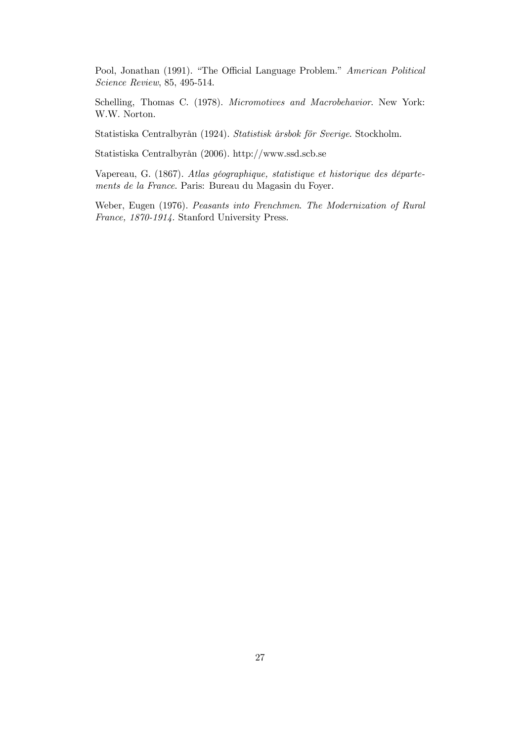Pool, Jonathan (1991). "The Official Language Problem." *American Political Science Review*, 85, 495-514.

Schelling, Thomas C. (1978). *Micromotives and Macrobehavior*. New York: W.W. Norton.

Statistiska Centralbyrån (1924). *Statistisk årsbok för Sverige*. Stockholm.

Statistiska Centralbyrån (2006). http://www.ssd.scb.se

Vapereau, G. (1867). *Atlas géographique, statistique et historique des départements de la France*. Paris: Bureau du Magasin du Foyer.

Weber, Eugen (1976). *Peasants into Frenchmen. The Modernization of Rural France, 1870-1914*. Stanford University Press.